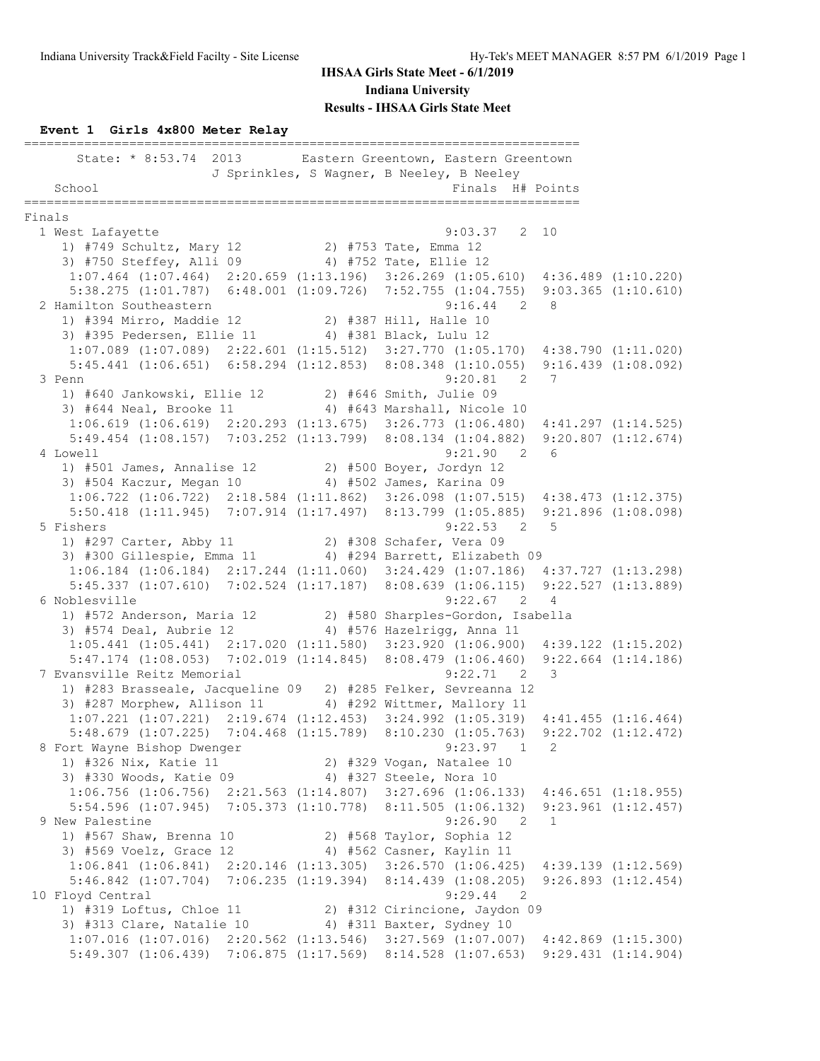# IHSAA Girls State Meet - 6/1/2019

## Indiana University

### Results - IHSAA Girls State Meet

**Event 1 Girls 4x800 Meter Relay**

```
==========================================================================
      State: * 8:53.74  2013       Eastern Greentown, Eastern Greentown   
                   J Sprinkles, S Wagner, B Neeley, B Neeley              
    School                                          Finals  H# Points 
==========================================================================
Finals
  1 West Lafayette                                     9:03.37   2  10   
     1) #749 Schultz, Mary 12           2) #753 Tate, Emma 12             
     3) #750 Steffey, Alli 09           4) #752 Tate, Ellie 12            
      1:07.464 (1:07.464)  2:20.659 (1:13.196)  3:26.269 (1:05.610)  4:36.489 (1:10.220)
      5:38.275 (1:01.787)  6:48.001 (1:09.726)  7:52.755 (1:04.755)  9:03.365 (1:10.610)
  2 Hamilton Southeastern                              9:16.44   2   8   
     1) #394 Mirro, Maddie 12           2) #387 Hill, Halle 10            
     3) #395 Pedersen, Ellie 11         4) #381 Black, Lulu 12            
      1:07.089 (1:07.089)  2:22.601 (1:15.512)  3:27.770 (1:05.170)  4:38.790 (1:11.020)
      5:45.441 (1:06.651)  6:58.294 (1:12.853)  8:08.348 (1:10.055)  9:16.439 (1:08.092)
  3 Penn                                               9:20.81   2   7   
     1) #640 Jankowski, Ellie 12        2) #646 Smith, Julie 09           
     3) #644 Neal, Brooke 11            4) #643 Marshall, Nicole 10       
      1:06.619 (1:06.619)  2:20.293 (1:13.675)  3:26.773 (1:06.480)  4:41.297 (1:14.525)
      5:49.454 (1:08.157)  7:03.252 (1:13.799)  8:08.134 (1:04.882)  9:20.807 (1:12.674)
  4 Lowell                                             9:21.90   2   6   
     1) #501 James, Annalise 12         2) #500 Boyer, Jordyn 12          
     3) #504 Kaczur, Megan 10           4) #502 James, Karina 09          
      1:06.722 (1:06.722)  2:18.584 (1:11.862)  3:26.098 (1:07.515)  4:38.473 (1:12.375)
      5:50.418 (1:11.945)  7:07.914 (1:17.497)  8:13.799 (1:05.885)  9:21.896 (1:08.098)
  5 Fishers                                            9:22.53   2   5   
     1) #297 Carter, Abby 11            2) #308 Schafer, Vera 09          
     3) #300 Gillespie, Emma 11         4) #294 Barrett, Elizabeth 09     
      1:06.184 (1:06.184)  2:17.244 (1:11.060)  3:24.429 (1:07.186)  4:37.727 (1:13.298)
      5:45.337 (1:07.610)  7:02.524 (1:17.187)  8:08.639 (1:06.115)  9:22.527 (1:13.889)
  6 Noblesville                                        9:22.67   2   4   
     1) #572 Anderson, Maria 12         2) #580 Sharples-Gordon, Isabella 
     3) #574 Deal, Aubrie 12            4) #576 Hazelrigg, Anna 11        
      1:05.441 (1:05.441)  2:17.020 (1:11.580)  3:23.920 (1:06.900)  4:39.122 (1:15.202)
      5:47.174 (1:08.053)  7:02.019 (1:14.845)  8:08.479 (1:06.460)  9:22.664 (1:14.186)
  7 Evansville Reitz Memorial                          9:22.71   2   3   
     1) #283 Brasseale, Jacqueline 09   2) #285 Felker, Sevreanna 12      
     3) #287 Morphew, Allison 11        4) #292 Wittmer, Mallory 11       
      1:07.221 (1:07.221)  2:19.674 (1:12.453)  3:24.992 (1:05.319)  4:41.455 (1:16.464)
      5:48.679 (1:07.225)  7:04.468 (1:15.789)  8:10.230 (1:05.763)  9:22.702 (1:12.472)
  8 Fort Wayne Bishop Dwenger                          9:23.97   1   2   
     1) #326 Nix, Katie 11              2) #329 Vogan, Natalee 10         
     3) #330 Woods, Katie 09            4) #327 Steele, Nora 10           
      1:06.756 (1:06.756)  2:21.563 (1:14.807)  3:27.696 (1:06.133)  4:46.651 (1:18.955)
      5:54.596 (1:07.945)  7:05.373 (1:10.778)  8:11.505 (1:06.132)  9:23.961 (1:12.457)
  9 New Palestine                                      9:26.90   2   1   
     1) #567 Shaw, Brenna 10            2) #568 Taylor, Sophia 12         
     3) #569 Voelz, Grace 12            4) #562 Casner, Kaylin 11         
      1:06.841 (1:06.841)  2:20.146 (1:13.305)  3:26.570 (1:06.425)  4:39.139 (1:12.569)
      5:46.842 (1:07.704)  7:06.235 (1:19.394)  8:14.439 (1:08.205)  9:26.893 (1:12.454)
 10 Floyd Central                                      9:29.44   2       
     1) #319 Loftus, Chloe 11           2) #312 Cirincione, Jaydon 09     
     3) #313 Clare, Natalie 10          4) #311 Baxter, Sydney 10         
      1:07.016 (1:07.016)  2:20.562 (1:13.546)  3:27.569 (1:07.007)  4:42.869 (1:15.300)
      5:49.307 (1:06.439)  7:06.875 (1:17.569)  8:14.528 (1:07.653)  9:29.431 (1:14.904)
```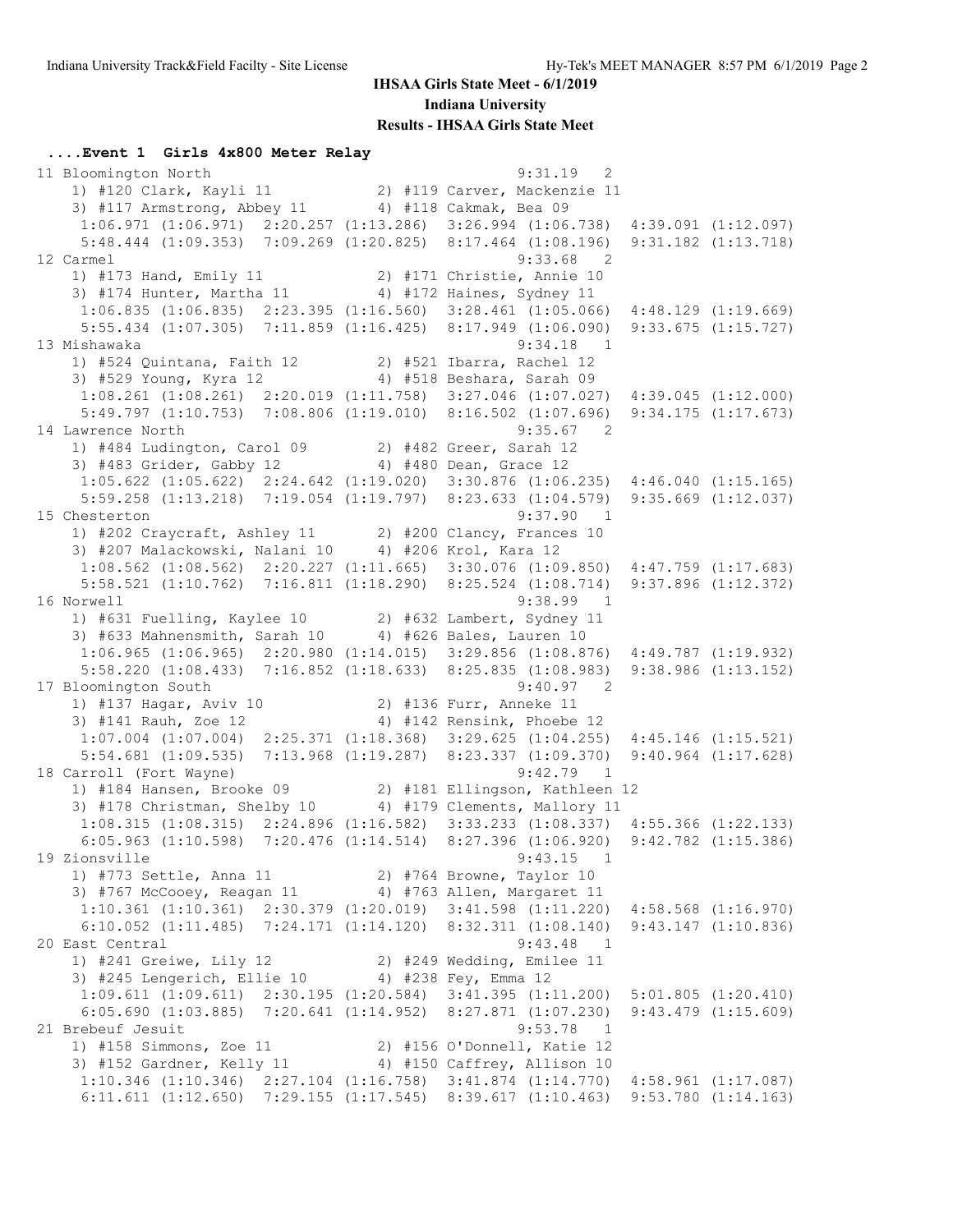**IHSAA Girls State Meet - 6/1/2019**

**Indiana University**

**Results - IHSAA Girls State Meet**

### ....Event 1 Girls 4x800 Meter Relay

```
11 Bloomington North                                   9:31.19   2
    1) #120 Clark, Kayli 11             2) #119 Carver, Mackenzie 11
    3) #117 Armstrong, Abbey 11         4) #118 Cakmak, Bea 09
     1:06.971 (1:06.971)  2:20.257 (1:13.286)  3:26.994 (1:06.738)  4:39.091 (1:12.097)
     5:48.444 (1:09.353)  7:09.269 (1:20.825)  8:17.464 (1:08.196)  9:31.182 (1:13.718)
12 Carmel                                              9:33.68   2
    1) #173 Hand, Emily 11              2) #171 Christie, Annie 10
    3) #174 Hunter, Martha 11           4) #172 Haines, Sydney 11
     1:06.835 (1:06.835)  2:23.395 (1:16.560)  3:28.461 (1:05.066)  4:48.129 (1:19.669)
     5:55.434 (1:07.305)  7:11.859 (1:16.425)  8:17.949 (1:06.090)  9:33.675 (1:15.727)
13 Mishawaka                                           9:34.18   1
    1) #524 Quintana, Faith 12          2) #521 Ibarra, Rachel 12
    3) #529 Young, Kyra 12              4) #518 Beshara, Sarah 09
     1:08.261 (1:08.261)  2:20.019 (1:11.758)  3:27.046 (1:07.027)  4:39.045 (1:12.000)
     5:49.797 (1:10.753)  7:08.806 (1:19.010)  8:16.502 (1:07.696)  9:34.175 (1:17.673)
14 Lawrence North                                      9:35.67   2
    1) #484 Ludington, Carol 09         2) #482 Greer, Sarah 12
    3) #483 Grider, Gabby 12            4) #480 Dean, Grace 12
     1:05.622 (1:05.622)  2:24.642 (1:19.020)  3:30.876 (1:06.235)  4:46.040 (1:15.165)
     5:59.258 (1:13.218)  7:19.054 (1:19.797)  8:23.633 (1:04.579)  9:35.669 (1:12.037)
15 Chesterton                                          9:37.90   1
    1) #202 Craycraft, Ashley 11        2) #200 Clancy, Frances 10
    3) #207 Malackowski, Nalani 10      4) #206 Krol, Kara 12
     1:08.562 (1:08.562)  2:20.227 (1:11.665)  3:30.076 (1:09.850)  4:47.759 (1:17.683)
     5:58.521 (1:10.762)  7:16.811 (1:18.290)  8:25.524 (1:08.714)  9:37.896 (1:12.372)
16 Norwell                                             9:38.99   1
    1) #631 Fuelling, Kaylee 10         2) #632 Lambert, Sydney 11
    3) #633 Mahnensmith, Sarah 10       4) #626 Bales, Lauren 10
     1:06.965 (1:06.965)  2:20.980 (1:14.015)  3:29.856 (1:08.876)  4:49.787 (1:19.932)
     5:58.220 (1:08.433)  7:16.852 (1:18.633)  8:25.835 (1:08.983)  9:38.986 (1:13.152)
17 Bloomington South                                   9:40.97   2
    1) #137 Hagar, Aviv 10              2) #136 Furr, Anneke 11
    3) #141 Rauh, Zoe 12                4) #142 Rensink, Phoebe 12
     1:07.004 (1:07.004)  2:25.371 (1:18.368)  3:29.625 (1:04.255)  4:45.146 (1:15.521)
     5:54.681 (1:09.535)  7:13.968 (1:19.287)  8:23.337 (1:09.370)  9:40.964 (1:17.628)
18 Carroll (Fort Wayne)                                9:42.79   1
    1) #184 Hansen, Brooke 09           2) #181 Ellingson, Kathleen 12
    3) #178 Christman, Shelby 10        4) #179 Clements, Mallory 11
     1:08.315 (1:08.315)  2:24.896 (1:16.582)  3:33.233 (1:08.337)  4:55.366 (1:22.133)
     6:05.963 (1:10.598)  7:20.476 (1:14.514)  8:27.396 (1:06.920)  9:42.782 (1:15.386)
19 Zionsville                                          9:43.15   1
    1) #773 Settle, Anna 11             2) #764 Browne, Taylor 10
    3) #767 McCooey, Reagan 11          4) #763 Allen, Margaret 11
     1:10.361 (1:10.361)  2:30.379 (1:20.019)  3:41.598 (1:11.220)  4:58.568 (1:16.970)
     6:10.052 (1:11.485)  7:24.171 (1:14.120)  8:32.311 (1:08.140)  9:43.147 (1:10.836)
20 East Central                                        9:43.48   1
    1) #241 Greiwe, Lily 12             2) #249 Wedding, Emilee 11
    3) #245 Lengerich, Ellie 10         4) #238 Fey, Emma 12
     1:09.611 (1:09.611)  2:30.195 (1:20.584)  3:41.395 (1:11.200)  5:01.805 (1:20.410)
     6:05.690 (1:03.885)  7:20.641 (1:14.952)  8:27.871 (1:07.230)  9:43.479 (1:15.609)
21 Brebeuf Jesuit                                      9:53.78   1
    1) #158 Simmons, Zoe 11             2) #156 O'Donnell, Katie 12
    3) #152 Gardner, Kelly 11           4) #150 Caffrey, Allison 10
     1:10.346 (1:10.346)  2:27.104 (1:16.758)  3:41.874 (1:14.770)  4:58.961 (1:17.087)
     6:11.611 (1:12.650)  7:29.155 (1:17.545)  8:39.617 (1:10.463)  9:53.780 (1:14.163)
```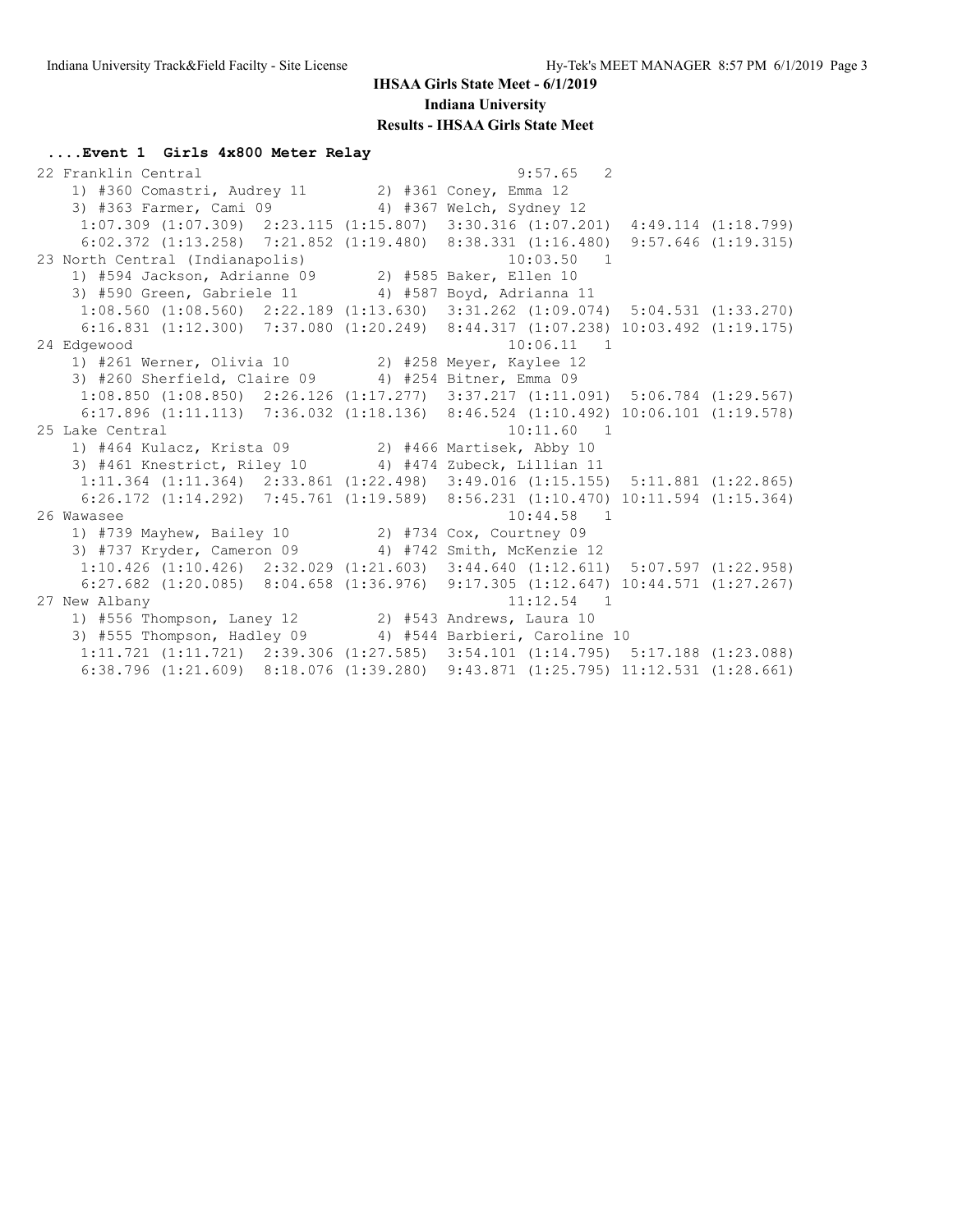# IHSAA Girls State Meet - 6/1/2019

## Indiana University

### Results - IHSAA Girls State Meet

**....Event 1 Girls 4x800 Meter Relay**

```
22 Franklin Central                                      9:57.65   2
   1) #360 Comastri, Audrey 11         2) #361 Coney, Emma 12
   3) #363 Farmer, Cami 09             4) #367 Welch, Sydney 12
    1:07.309 (1:07.309)  2:23.115 (1:15.807)  3:30.316 (1:07.201)  4:49.114 (1:18.799)
    6:02.372 (1:13.258)  7:21.852 (1:19.480)  8:38.331 (1:16.480)  9:57.646 (1:19.315)
23 North Central (Indianapolis)                         10:03.50   1
   1) #594 Jackson, Adrianne 09        2) #585 Baker, Ellen 10
   3) #590 Green, Gabriele 11          4) #587 Boyd, Adrianna 11
    1:08.560 (1:08.560)  2:22.189 (1:13.630)  3:31.262 (1:09.074)  5:04.531 (1:33.270)
    6:16.831 (1:12.300)  7:37.080 (1:20.249)  8:44.317 (1:07.238) 10:03.492 (1:19.175)
24 Edgewood                                             10:06.11   1
   1) #261 Werner, Olivia 10           2) #258 Meyer, Kaylee 12
   3) #260 Sherfield, Claire 09        4) #254 Bitner, Emma 09
    1:08.850 (1:08.850)  2:26.126 (1:17.277)  3:37.217 (1:11.091)  5:06.784 (1:29.567)
    6:17.896 (1:11.113)  7:36.032 (1:18.136)  8:46.524 (1:10.492) 10:06.101 (1:19.578)
25 Lake Central                                         10:11.60   1
   1) #464 Kulacz, Krista 09           2) #466 Martisek, Abby 10
   3) #461 Knestrict, Riley 10         4) #474 Zubeck, Lillian 11
    1:11.364 (1:11.364)  2:33.861 (1:22.498)  3:49.016 (1:15.155)  5:11.881 (1:22.865)
    6:26.172 (1:14.292)  7:45.761 (1:19.589)  8:56.231 (1:10.470) 10:11.594 (1:15.364)
26 Wawasee                                              10:44.58   1
   1) #739 Mayhew, Bailey 10           2) #734 Cox, Courtney 09
   3) #737 Kryder, Cameron 09          4) #742 Smith, McKenzie 12
    1:10.426 (1:10.426)  2:32.029 (1:21.603)  3:44.640 (1:12.611)  5:07.597 (1:22.958)
    6:27.682 (1:20.085)  8:04.658 (1:36.976)  9:17.305 (1:12.647) 10:44.571 (1:27.267)
27 New Albany                                           11:12.54   1
   1) #556 Thompson, Laney 12          2) #543 Andrews, Laura 10
   3) #555 Thompson, Hadley 09         4) #544 Barbieri, Caroline 10
    1:11.721 (1:11.721)  2:39.306 (1:27.585)  3:54.101 (1:14.795)  5:17.188 (1:23.088)
    6:38.796 (1:21.609)  8:18.076 (1:39.280)  9:43.871 (1:25.795) 11:12.531 (1:28.661)
```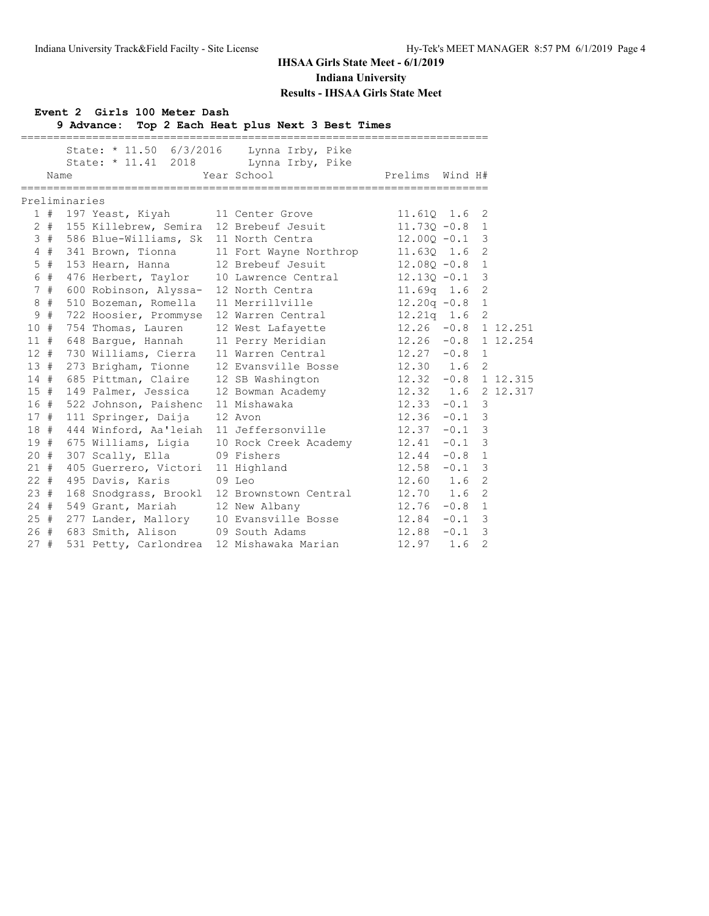**IHSAA Girls State Meet - 6/1/2019**

**Indiana University**

**Results - IHSAA Girls State Meet**

**Event 2 Girls 100 Meter Dash**

**9 Advance: Top 2 Each Heat plus Next 3 Best Times**

State: * 11.50 6/3/2016 Lynna Irby, Pike
State: * 11.41 2018 Lynna Irby, Pike

Preliminaries

| Place | Name | Year | School | Prelims | Wind | H# | |
|---|---|---|---|---|---|---|---|
| 1 # | 197 Yeast, Kiyah | 11 | Center Grove | 11.61Q | 1.6 | 2 | |
| 2 # | 155 Killebrew, Semira | 12 | Brebeuf Jesuit | 11.73Q | -0.8 | 1 | |
| 3 # | 586 Blue-Williams, Sk | 11 | North Centra | 12.00Q | -0.1 | 3 | |
| 4 # | 341 Brown, Tionna | 11 | Fort Wayne Northrop | 11.63Q | 1.6 | 2 | |
| 5 # | 153 Hearn, Hanna | 12 | Brebeuf Jesuit | 12.08Q | -0.8 | 1 | |
| 6 # | 476 Herbert, Taylor | 10 | Lawrence Central | 12.13Q | -0.1 | 3 | |
| 7 # | 600 Robinson, Alyssa- | 12 | North Centra | 11.69q | 1.6 | 2 | |
| 8 # | 510 Bozeman, Romella | 11 | Merrillville | 12.20q | -0.8 | 1 | |
| 9 # | 722 Hoosier, Prommyse | 12 | Warren Central | 12.21q | 1.6 | 2 | |
| 10 # | 754 Thomas, Lauren | 12 | West Lafayette | 12.26 | -0.8 | 1 | 12.251 |
| 11 # | 648 Bargue, Hannah | 11 | Perry Meridian | 12.26 | -0.8 | 1 | 12.254 |
| 12 # | 730 Williams, Cierra | 11 | Warren Central | 12.27 | -0.8 | 1 | |
| 13 # | 273 Brigham, Tionne | 12 | Evansville Bosse | 12.30 | 1.6 | 2 | |
| 14 # | 685 Pittman, Claire | 12 | SB Washington | 12.32 | -0.8 | 1 | 12.315 |
| 15 # | 149 Palmer, Jessica | 12 | Bowman Academy | 12.32 | 1.6 | 2 | 12.317 |
| 16 # | 522 Johnson, Paishenc | 11 | Mishawaka | 12.33 | -0.1 | 3 | |
| 17 # | 111 Springer, Daija | 12 | Avon | 12.36 | -0.1 | 3 | |
| 18 # | 444 Winford, Aa'leiah | 11 | Jeffersonville | 12.37 | -0.1 | 3 | |
| 19 # | 675 Williams, Ligia | 10 | Rock Creek Academy | 12.41 | -0.1 | 3 | |
| 20 # | 307 Scally, Ella | 09 | Fishers | 12.44 | -0.8 | 1 | |
| 21 # | 405 Guerrero, Victori | 11 | Highland | 12.58 | -0.1 | 3 | |
| 22 # | 495 Davis, Karis | 09 | Leo | 12.60 | 1.6 | 2 | |
| 23 # | 168 Snodgrass, Brookl | 12 | Brownstown Central | 12.70 | 1.6 | 2 | |
| 24 # | 549 Grant, Mariah | 12 | New Albany | 12.76 | -0.8 | 1 | |
| 25 # | 277 Lander, Mallory | 10 | Evansville Bosse | 12.84 | -0.1 | 3 | |
| 26 # | 683 Smith, Alison | 09 | South Adams | 12.88 | -0.1 | 3 | |
| 27 # | 531 Petty, Carlondrea | 12 | Mishawaka Marian | 12.97 | 1.6 | 2 | |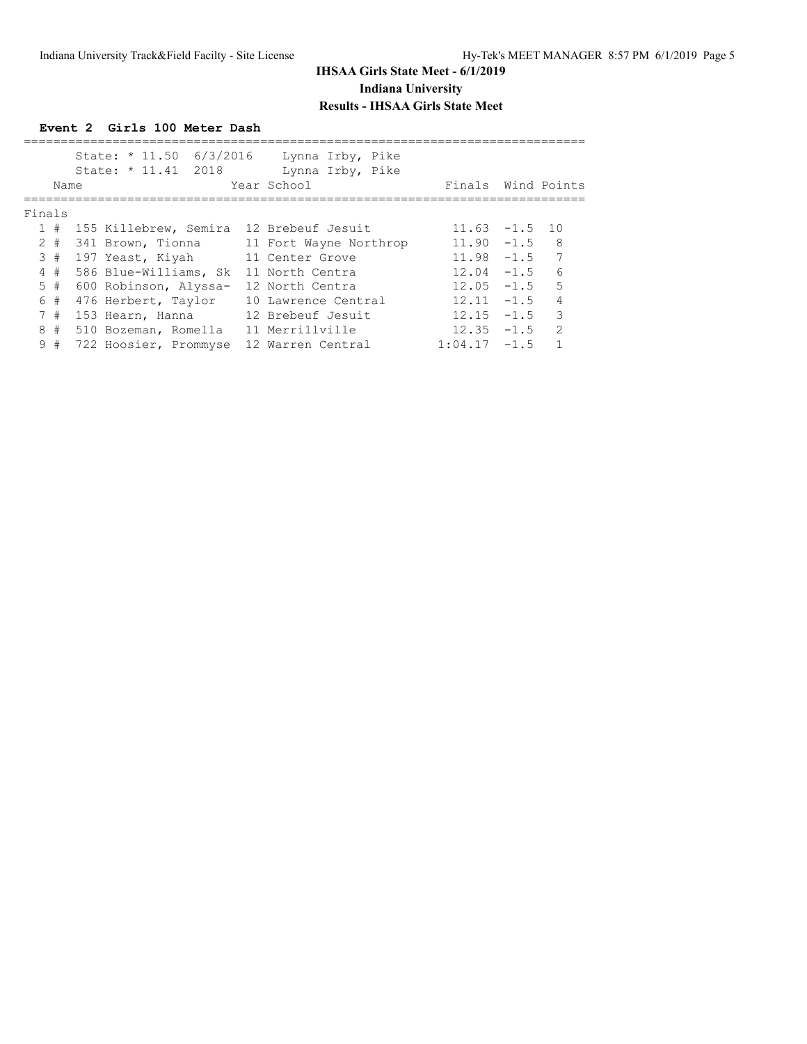## IHSAA Girls State Meet - 6/1/2019

### Indiana University

### Results - IHSAA Girls State Meet

**Event 2 Girls 100 Meter Dash**

State: * 11.50 6/3/2016 Lynna Irby, Pike
State: * 11.41 2018 Lynna Irby, Pike

**Finals**

| Place | | Name | Year | School | Finals | Wind | Points |
|---|---|---|---|---|---|---|---|
| 1 | # | 155 Killebrew, Semira | 12 | Brebeuf Jesuit | 11.63 | -1.5 | 10 |
| 2 | # | 341 Brown, Tionna | 11 | Fort Wayne Northrop | 11.90 | -1.5 | 8 |
| 3 | # | 197 Yeast, Kiyah | 11 | Center Grove | 11.98 | -1.5 | 7 |
| 4 | # | 586 Blue-Williams, Sk | 11 | North Centra | 12.04 | -1.5 | 6 |
| 5 | # | 600 Robinson, Alyssa- | 12 | North Centra | 12.05 | -1.5 | 5 |
| 6 | # | 476 Herbert, Taylor | 10 | Lawrence Central | 12.11 | -1.5 | 4 |
| 7 | # | 153 Hearn, Hanna | 12 | Brebeuf Jesuit | 12.15 | -1.5 | 3 |
| 8 | # | 510 Bozeman, Romella | 11 | Merrillville | 12.35 | -1.5 | 2 |
| 9 | # | 722 Hoosier, Prommyse | 12 | Warren Central | 1:04.17 | -1.5 | 1 |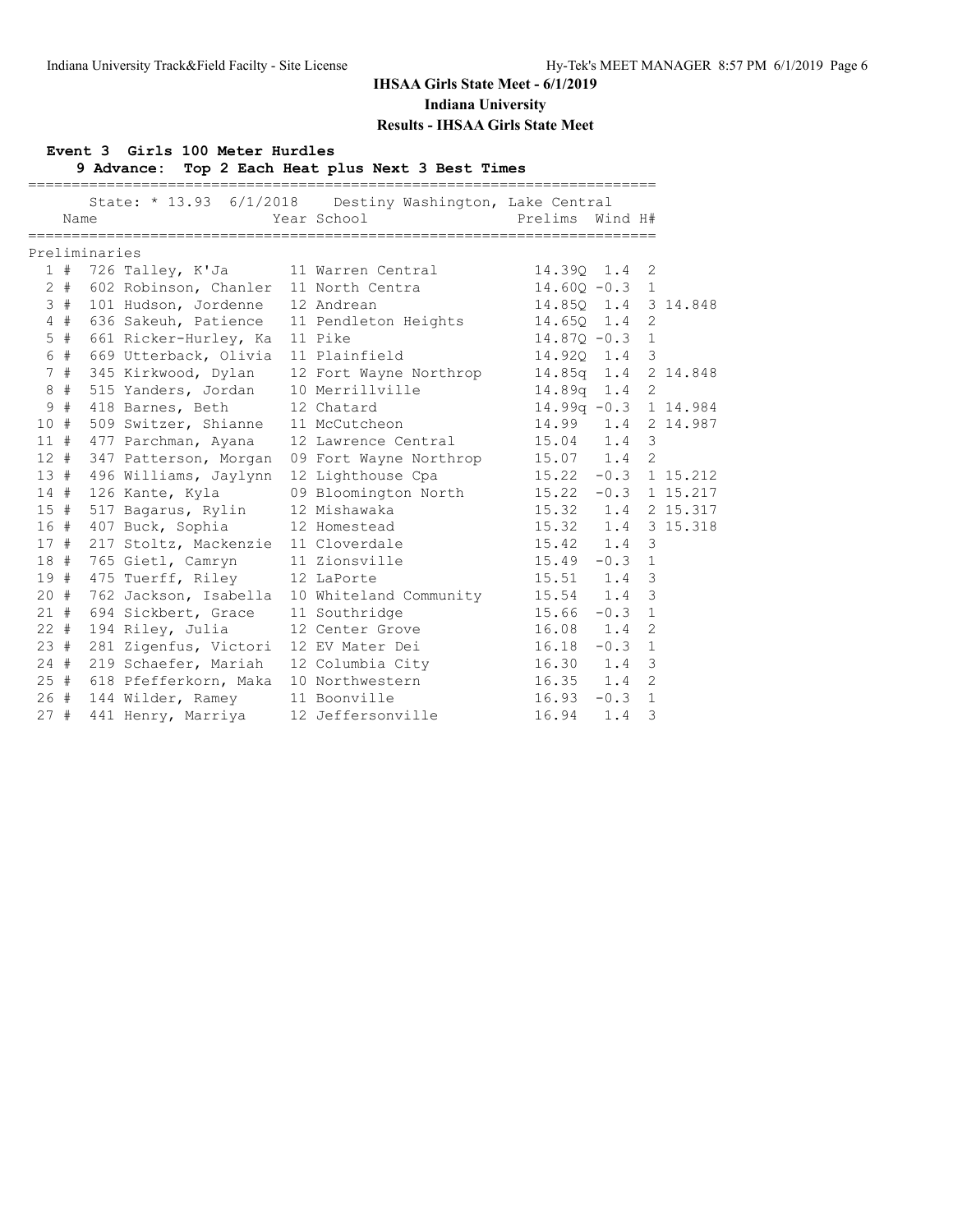**IHSAA Girls State Meet - 6/1/2019**

**Indiana University**

**Results - IHSAA Girls State Meet**

### Event 3 Girls 100 Meter Hurdles

**9 Advance: Top 2 Each Heat plus Next 3 Best Times**

State: * 13.93 6/1/2018 Destiny Washington, Lake Central

**Preliminaries**

| Place | # | Bib | Name | Year | School | Prelims | Wind | H# | |
|---|---|---|---|---|---|---|---|---|---|
| 1 | # | 726 | Talley, K'Ja | 11 | Warren Central | 14.39Q | 1.4 | 2 | |
| 2 | # | 602 | Robinson, Chanler | 11 | North Centra | 14.60Q | -0.3 | 1 | |
| 3 | # | 101 | Hudson, Jordenne | 12 | Andrean | 14.85Q | 1.4 | 3 | 14.848 |
| 4 | # | 636 | Sakeuh, Patience | 11 | Pendleton Heights | 14.65Q | 1.4 | 2 | |
| 5 | # | 661 | Ricker-Hurley, Ka | 11 | Pike | 14.87Q | -0.3 | 1 | |
| 6 | # | 669 | Utterback, Olivia | 11 | Plainfield | 14.92Q | 1.4 | 3 | |
| 7 | # | 345 | Kirkwood, Dylan | 12 | Fort Wayne Northrop | 14.85q | 1.4 | 2 | 14.848 |
| 8 | # | 515 | Yanders, Jordan | 10 | Merrillville | 14.89q | 1.4 | 2 | |
| 9 | # | 418 | Barnes, Beth | 12 | Chatard | 14.99q | -0.3 | 1 | 14.984 |
| 10 | # | 509 | Switzer, Shianne | 11 | McCutcheon | 14.99 | 1.4 | 2 | 14.987 |
| 11 | # | 477 | Parchman, Ayana | 12 | Lawrence Central | 15.04 | 1.4 | 3 | |
| 12 | # | 347 | Patterson, Morgan | 09 | Fort Wayne Northrop | 15.07 | 1.4 | 2 | |
| 13 | # | 496 | Williams, Jaylynn | 12 | Lighthouse Cpa | 15.22 | -0.3 | 1 | 15.212 |
| 14 | # | 126 | Kante, Kyla | 09 | Bloomington North | 15.22 | -0.3 | 1 | 15.217 |
| 15 | # | 517 | Bagarus, Rylin | 12 | Mishawaka | 15.32 | 1.4 | 2 | 15.317 |
| 16 | # | 407 | Buck, Sophia | 12 | Homestead | 15.32 | 1.4 | 3 | 15.318 |
| 17 | # | 217 | Stoltz, Mackenzie | 11 | Cloverdale | 15.42 | 1.4 | 3 | |
| 18 | # | 765 | Gietl, Camryn | 11 | Zionsville | 15.49 | -0.3 | 1 | |
| 19 | # | 475 | Tuerff, Riley | 12 | LaPorte | 15.51 | 1.4 | 3 | |
| 20 | # | 762 | Jackson, Isabella | 10 | Whiteland Community | 15.54 | 1.4 | 3 | |
| 21 | # | 694 | Sickbert, Grace | 11 | Southridge | 15.66 | -0.3 | 1 | |
| 22 | # | 194 | Riley, Julia | 12 | Center Grove | 16.08 | 1.4 | 2 | |
| 23 | # | 281 | Zigenfus, Victori | 12 | EV Mater Dei | 16.18 | -0.3 | 1 | |
| 24 | # | 219 | Schaefer, Mariah | 12 | Columbia City | 16.30 | 1.4 | 3 | |
| 25 | # | 618 | Pfefferkorn, Maka | 10 | Northwestern | 16.35 | 1.4 | 2 | |
| 26 | # | 144 | Wilder, Ramey | 11 | Boonville | 16.93 | -0.3 | 1 | |
| 27 | # | 441 | Henry, Marriya | 12 | Jeffersonville | 16.94 | 1.4 | 3 | |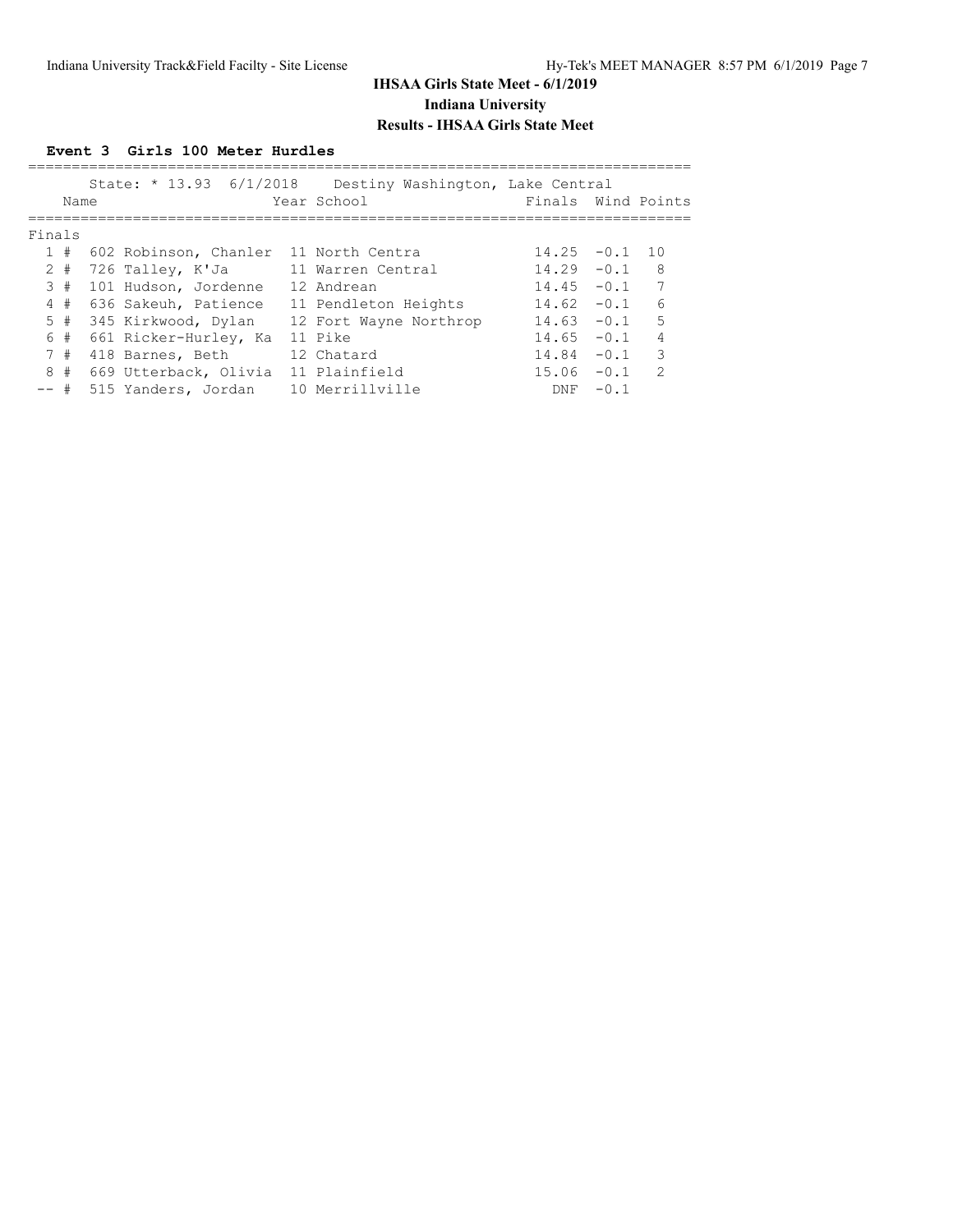# IHSAA Girls State Meet - 6/1/2019

## Indiana University

## Results - IHSAA Girls State Meet

### Event 3 Girls 100 Meter Hurdles

State: * 13.93 6/1/2018 Destiny Washington, Lake Central

**Finals**

| Place | | Name | Year | School | Finals | Wind | Points |
|---|---|---|---|---|---|---|---|
| 1 | # | 602 Robinson, Chanler | 11 | North Centra | 14.25 | -0.1 | 10 |
| 2 | # | 726 Talley, K'Ja | 11 | Warren Central | 14.29 | -0.1 | 8 |
| 3 | # | 101 Hudson, Jordenne | 12 | Andrean | 14.45 | -0.1 | 7 |
| 4 | # | 636 Sakeuh, Patience | 11 | Pendleton Heights | 14.62 | -0.1 | 6 |
| 5 | # | 345 Kirkwood, Dylan | 12 | Fort Wayne Northrop | 14.63 | -0.1 | 5 |
| 6 | # | 661 Ricker-Hurley, Ka | 11 | Pike | 14.65 | -0.1 | 4 |
| 7 | # | 418 Barnes, Beth | 12 | Chatard | 14.84 | -0.1 | 3 |
| 8 | # | 669 Utterback, Olivia | 11 | Plainfield | 15.06 | -0.1 | 2 |
| -- | # | 515 Yanders, Jordan | 10 | Merrillville | DNF | -0.1 | |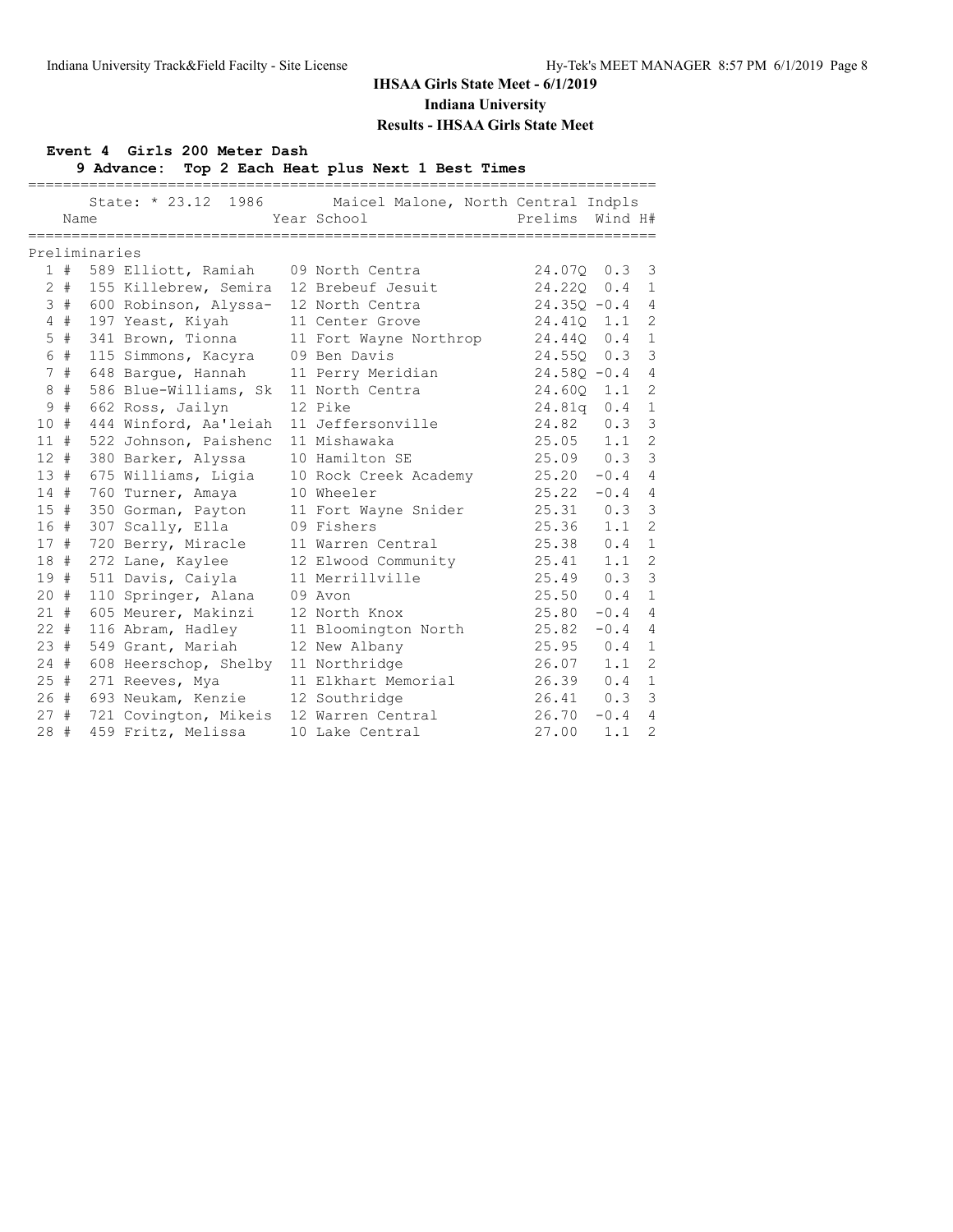**IHSAA Girls State Meet - 6/1/2019**

**Indiana University**

**Results - IHSAA Girls State Meet**

### Event 4 Girls 200 Meter Dash

**9 Advance: Top 2 Each Heat plus Next 1 Best Times**

State: * 23.12 1986 Maicel Malone, North Central Indpls

| | | Name | Year | School | Prelims | Wind | H# |
|---|---|---|---|---|---|---|---|
| **Preliminaries** | | | | | | | |
| 1 | # | 589 Elliott, Ramiah | 09 | North Centra | 24.07Q | 0.3 | 3 |
| 2 | # | 155 Killebrew, Semira | 12 | Brebeuf Jesuit | 24.22Q | 0.4 | 1 |
| 3 | # | 600 Robinson, Alyssa- | 12 | North Centra | 24.35Q | -0.4 | 4 |
| 4 | # | 197 Yeast, Kiyah | 11 | Center Grove | 24.41Q | 1.1 | 2 |
| 5 | # | 341 Brown, Tionna | 11 | Fort Wayne Northrop | 24.44Q | 0.4 | 1 |
| 6 | # | 115 Simmons, Kacyra | 09 | Ben Davis | 24.55Q | 0.3 | 3 |
| 7 | # | 648 Bargue, Hannah | 11 | Perry Meridian | 24.58Q | -0.4 | 4 |
| 8 | # | 586 Blue-Williams, Sk | 11 | North Centra | 24.60Q | 1.1 | 2 |
| 9 | # | 662 Ross, Jailyn | 12 | Pike | 24.81q | 0.4 | 1 |
| 10 | # | 444 Winford, Aa'leiah | 11 | Jeffersonville | 24.82 | 0.3 | 3 |
| 11 | # | 522 Johnson, Paishenc | 11 | Mishawaka | 25.05 | 1.1 | 2 |
| 12 | # | 380 Barker, Alyssa | 10 | Hamilton SE | 25.09 | 0.3 | 3 |
| 13 | # | 675 Williams, Ligia | 10 | Rock Creek Academy | 25.20 | -0.4 | 4 |
| 14 | # | 760 Turner, Amaya | 10 | Wheeler | 25.22 | -0.4 | 4 |
| 15 | # | 350 Gorman, Payton | 11 | Fort Wayne Snider | 25.31 | 0.3 | 3 |
| 16 | # | 307 Scally, Ella | 09 | Fishers | 25.36 | 1.1 | 2 |
| 17 | # | 720 Berry, Miracle | 11 | Warren Central | 25.38 | 0.4 | 1 |
| 18 | # | 272 Lane, Kaylee | 12 | Elwood Community | 25.41 | 1.1 | 2 |
| 19 | # | 511 Davis, Caiyla | 11 | Merrillville | 25.49 | 0.3 | 3 |
| 20 | # | 110 Springer, Alana | 09 | Avon | 25.50 | 0.4 | 1 |
| 21 | # | 605 Meurer, Makinzi | 12 | North Knox | 25.80 | -0.4 | 4 |
| 22 | # | 116 Abram, Hadley | 11 | Bloomington North | 25.82 | -0.4 | 4 |
| 23 | # | 549 Grant, Mariah | 12 | New Albany | 25.95 | 0.4 | 1 |
| 24 | # | 608 Heerschop, Shelby | 11 | Northridge | 26.07 | 1.1 | 2 |
| 25 | # | 271 Reeves, Mya | 11 | Elkhart Memorial | 26.39 | 0.4 | 1 |
| 26 | # | 693 Neukam, Kenzie | 12 | Southridge | 26.41 | 0.3 | 3 |
| 27 | # | 721 Covington, Mikeis | 12 | Warren Central | 26.70 | -0.4 | 4 |
| 28 | # | 459 Fritz, Melissa | 10 | Lake Central | 27.00 | 1.1 | 2 |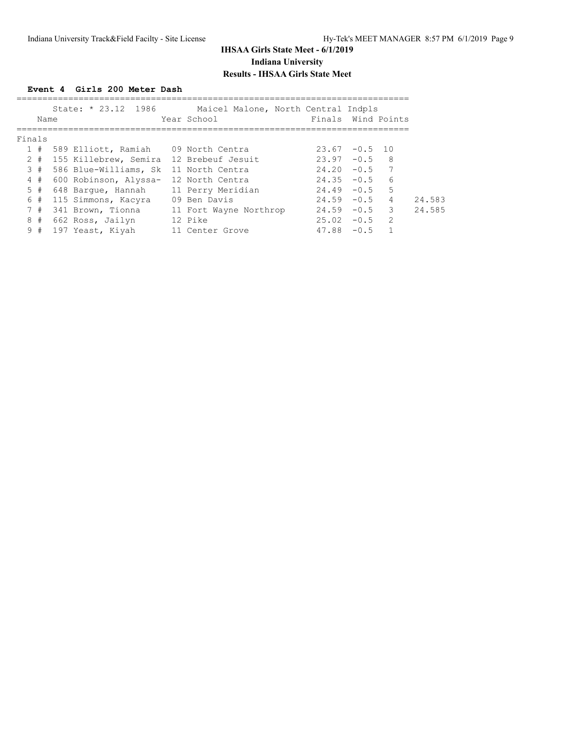# IHSAA Girls State Meet - 6/1/2019

## Indiana University

### Results - IHSAA Girls State Meet

**Event 4 Girls 200 Meter Dash**

State: * 23.12 1986 Maicel Malone, North Central Indpls

**Finals**

| Place | | Name | Year | School | Finals | Wind | Points | |
|---|---|---|---|---|---|---|---|---|
| 1 | # | 589 Elliott, Ramiah | 09 | North Centra | 23.67 | -0.5 | 10 | |
| 2 | # | 155 Killebrew, Semira | 12 | Brebeuf Jesuit | 23.97 | -0.5 | 8 | |
| 3 | # | 586 Blue-Williams, Sk | 11 | North Centra | 24.20 | -0.5 | 7 | |
| 4 | # | 600 Robinson, Alyssa- | 12 | North Centra | 24.35 | -0.5 | 6 | |
| 5 | # | 648 Bargue, Hannah | 11 | Perry Meridian | 24.49 | -0.5 | 5 | |
| 6 | # | 115 Simmons, Kacyra | 09 | Ben Davis | 24.59 | -0.5 | 4 | 24.583 |
| 7 | # | 341 Brown, Tionna | 11 | Fort Wayne Northrop | 24.59 | -0.5 | 3 | 24.585 |
| 8 | # | 662 Ross, Jailyn | 12 | Pike | 25.02 | -0.5 | 2 | |
| 9 | # | 197 Yeast, Kiyah | 11 | Center Grove | 47.88 | -0.5 | 1 | |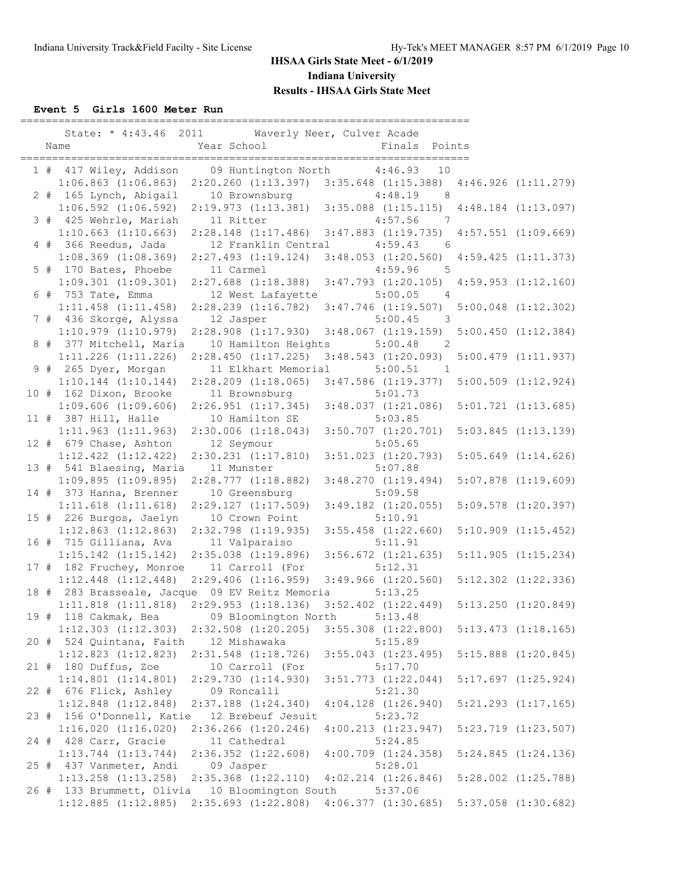# IHSAA Girls State Meet - 6/1/2019

## Indiana University

## Results - IHSAA Girls State Meet

### Event 5 Girls 1600 Meter Run

State: * 4:43.46 2011 Waverly Neer, Culver Acade

| Place | Name | Year | School | Finals | Points |
|---|---|---|---|---|---|
| 1 # | 417 Wiley, Addison | 09 | Huntington North | 4:46.93 | 10 |
| | 1:06.863 (1:06.863) | 2:20.260 (1:13.397) | 3:35.648 (1:15.388) | 4:46.926 (1:11.279) | |
| 2 # | 165 Lynch, Abigail | 10 | Brownsburg | 4:48.19 | 8 |
| | 1:06.592 (1:06.592) | 2:19.973 (1:13.381) | 3:35.088 (1:15.115) | 4:48.184 (1:13.097) | |
| 3 # | 425 Wehrle, Mariah | 11 | Ritter | 4:57.56 | 7 |
| | 1:10.663 (1:10.663) | 2:28.148 (1:17.486) | 3:47.883 (1:19.735) | 4:57.551 (1:09.669) | |
| 4 # | 366 Reedus, Jada | 12 | Franklin Central | 4:59.43 | 6 |
| | 1:08.369 (1:08.369) | 2:27.493 (1:19.124) | 3:48.053 (1:20.560) | 4:59.425 (1:11.373) | |
| 5 # | 170 Bates, Phoebe | 11 | Carmel | 4:59.96 | 5 |
| | 1:09.301 (1:09.301) | 2:27.688 (1:18.388) | 3:47.793 (1:20.105) | 4:59.953 (1:12.160) | |
| 6 # | 753 Tate, Emma | 12 | West Lafayette | 5:00.05 | 4 |
| | 1:11.458 (1:11.458) | 2:28.239 (1:16.782) | 3:47.746 (1:19.507) | 5:00.048 (1:12.302) | |
| 7 # | 436 Skorge, Alyssa | 12 | Jasper | 5:00.45 | 3 |
| | 1:10.979 (1:10.979) | 2:28.908 (1:17.930) | 3:48.067 (1:19.159) | 5:00.450 (1:12.384) | |
| 8 # | 377 Mitchell, Maria | 10 | Hamilton Heights | 5:00.48 | 2 |
| | 1:11.226 (1:11.226) | 2:28.450 (1:17.225) | 3:48.543 (1:20.093) | 5:00.479 (1:11.937) | |
| 9 # | 265 Dyer, Morgan | 11 | Elkhart Memorial | 5:00.51 | 1 |
| | 1:10.144 (1:10.144) | 2:28.209 (1:18.065) | 3:47.586 (1:19.377) | 5:00.509 (1:12.924) | |
| 10 # | 162 Dixon, Brooke | 11 | Brownsburg | 5:01.73 | |
| | 1:09.606 (1:09.606) | 2:26.951 (1:17.345) | 3:48.037 (1:21.086) | 5:01.721 (1:13.685) | |
| 11 # | 387 Hill, Halle | 10 | Hamilton SE | 5:03.85 | |
| | 1:11.963 (1:11.963) | 2:30.006 (1:18.043) | 3:50.707 (1:20.701) | 5:03.845 (1:13.139) | |
| 12 # | 679 Chase, Ashton | 12 | Seymour | 5:05.65 | |
| | 1:12.422 (1:12.422) | 2:30.231 (1:17.810) | 3:51.023 (1:20.793) | 5:05.649 (1:14.626) | |
| 13 # | 541 Blaesing, Maria | 11 | Munster | 5:07.88 | |
| | 1:09.895 (1:09.895) | 2:28.777 (1:18.882) | 3:48.270 (1:19.494) | 5:07.878 (1:19.609) | |
| 14 # | 373 Hanna, Brenner | 10 | Greensburg | 5:09.58 | |
| | 1:11.618 (1:11.618) | 2:29.127 (1:17.509) | 3:49.182 (1:20.055) | 5:09.578 (1:20.397) | |
| 15 # | 226 Burgos, Jaelyn | 10 | Crown Point | 5:10.91 | |
| | 1:12.863 (1:12.863) | 2:32.798 (1:19.935) | 3:55.458 (1:22.660) | 5:10.909 (1:15.452) | |
| 16 # | 715 Gilliana, Ava | 11 | Valparaiso | 5:11.91 | |
| | 1:15.142 (1:15.142) | 2:35.038 (1:19.896) | 3:56.672 (1:21.635) | 5:11.905 (1:15.234) | |
| 17 # | 182 Fruchey, Monroe | 11 | Carroll (For | 5:12.31 | |
| | 1:12.448 (1:12.448) | 2:29.406 (1:16.959) | 3:49.966 (1:20.560) | 5:12.302 (1:22.336) | |
| 18 # | 283 Brasseale, Jacque | 09 | EV Reitz Memoria | 5:13.25 | |
| | 1:11.818 (1:11.818) | 2:29.953 (1:18.136) | 3:52.402 (1:22.449) | 5:13.250 (1:20.849) | |
| 19 # | 118 Cakmak, Bea | 09 | Bloomington North | 5:13.48 | |
| | 1:12.303 (1:12.303) | 2:32.508 (1:20.205) | 3:55.308 (1:22.800) | 5:13.473 (1:18.165) | |
| 20 # | 524 Quintana, Faith | 12 | Mishawaka | 5:15.89 | |
| | 1:12.823 (1:12.823) | 2:31.548 (1:18.726) | 3:55.043 (1:23.495) | 5:15.888 (1:20.845) | |
| 21 # | 180 Duffus, Zoe | 10 | Carroll (For | 5:17.70 | |
| | 1:14.801 (1:14.801) | 2:29.730 (1:14.930) | 3:51.773 (1:22.044) | 5:17.697 (1:25.924) | |
| 22 # | 676 Flick, Ashley | 09 | Roncalli | 5:21.30 | |
| | 1:12.848 (1:12.848) | 2:37.188 (1:24.340) | 4:04.128 (1:26.940) | 5:21.293 (1:17.165) | |
| 23 # | 156 O'Donnell, Katie | 12 | Brebeuf Jesuit | 5:23.72 | |
| | 1:16.020 (1:16.020) | 2:36.266 (1:20.246) | 4:00.213 (1:23.947) | 5:23.719 (1:23.507) | |
| 24 # | 428 Carr, Gracie | 11 | Cathedral | 5:24.85 | |
| | 1:13.744 (1:13.744) | 2:36.352 (1:22.608) | 4:00.709 (1:24.358) | 5:24.845 (1:24.136) | |
| 25 # | 437 Vanmeter, Andi | 09 | Jasper | 5:28.01 | |
| | 1:13.258 (1:13.258) | 2:35.368 (1:22.110) | 4:02.214 (1:26.846) | 5:28.002 (1:25.788) | |
| 26 # | 133 Brummett, Olivia | 10 | Bloomington South | 5:37.06 | |
| | 1:12.885 (1:12.885) | 2:35.693 (1:22.808) | 4:06.377 (1:30.685) | 5:37.058 (1:30.682) | |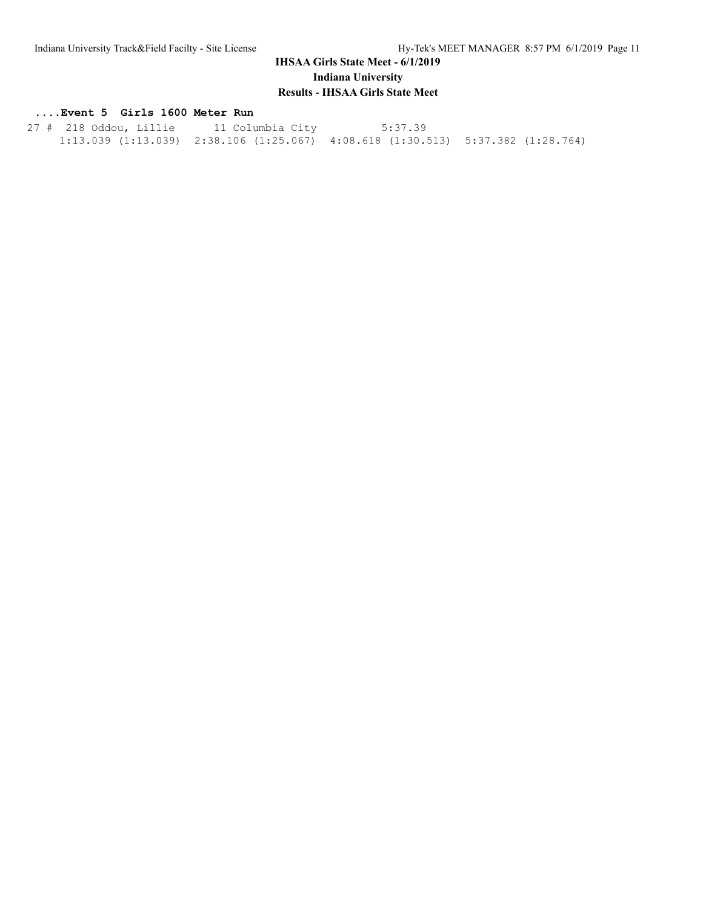### ....Event 5 Girls 1600 Meter Run

```
27 #  218 Oddou, Lillie       11 Columbia City           5:37.39
     1:13.039 (1:13.039)  2:38.106 (1:25.067)  4:08.618 (1:30.513)  5:37.382 (1:28.764)
```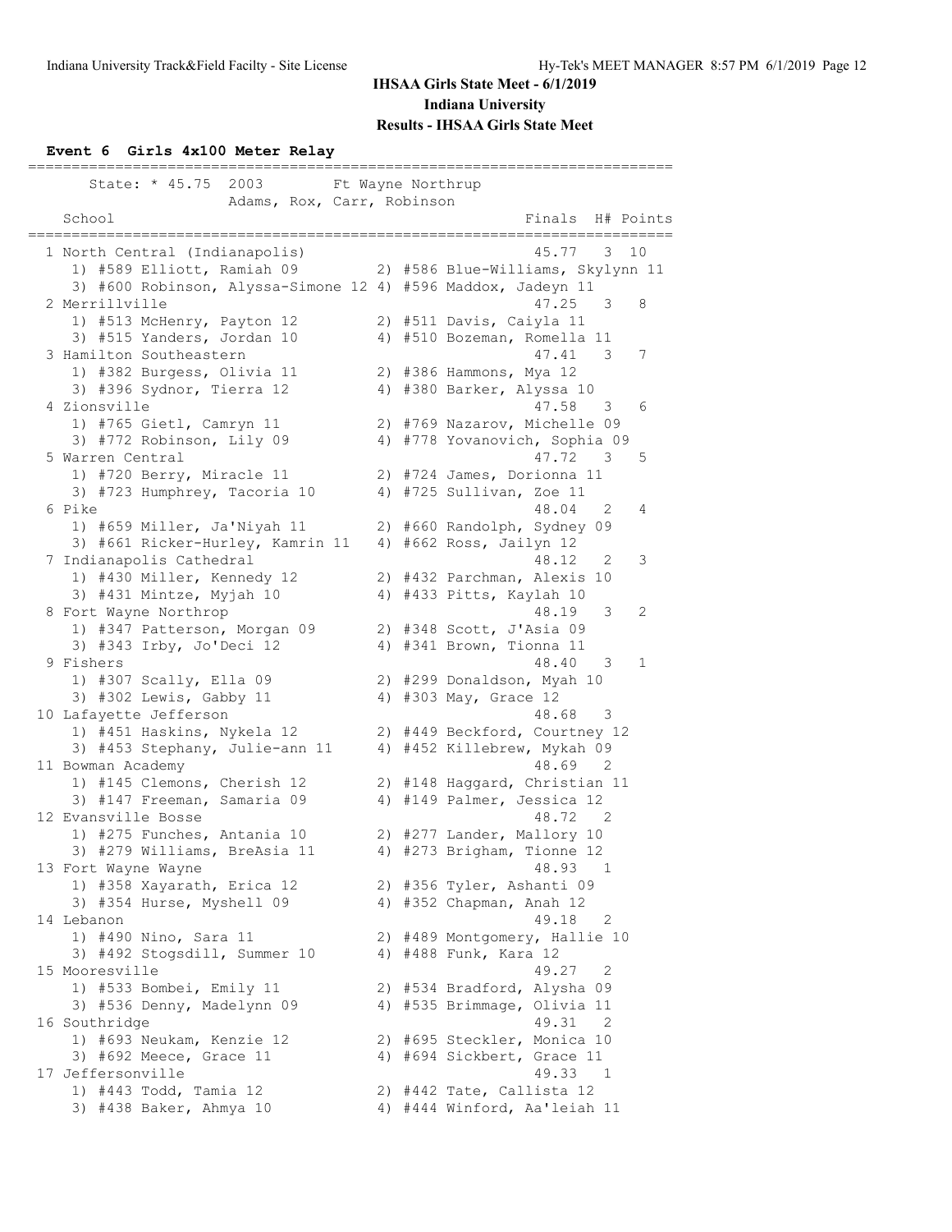# IHSAA Girls State Meet - 6/1/2019

## Indiana University

### Results - IHSAA Girls State Meet

**Event 6 Girls 4x100 Meter Relay**

State: * 45.75 2003 Ft Wayne Northrup — Adams, Rox, Carr, Robinson

| Place | School | Finals | H# | Points |
|---|---|---|---|---|
| 1 | North Central (Indianapolis) | 45.77 | 3 | 10 |
| | 1) #589 Elliott, Ramiah 09; 2) #586 Blue-Williams, Skylynn 11; 3) #600 Robinson, Alyssa-Simone 12; 4) #596 Maddox, Jadeyn 11 | | | |
| 2 | Merrillville | 47.25 | 3 | 8 |
| | 1) #513 McHenry, Payton 12; 2) #511 Davis, Caiyla 11; 3) #515 Yanders, Jordan 10; 4) #510 Bozeman, Romella 11 | | | |
| 3 | Hamilton Southeastern | 47.41 | 3 | 7 |
| | 1) #382 Burgess, Olivia 11; 2) #386 Hammons, Mya 12; 3) #396 Sydnor, Tierra 12; 4) #380 Barker, Alyssa 10 | | | |
| 4 | Zionsville | 47.58 | 3 | 6 |
| | 1) #765 Gietl, Camryn 11; 2) #769 Nazarov, Michelle 09; 3) #772 Robinson, Lily 09; 4) #778 Yovanovich, Sophia 09 | | | |
| 5 | Warren Central | 47.72 | 3 | 5 |
| | 1) #720 Berry, Miracle 11; 2) #724 James, Dorionna 11; 3) #723 Humphrey, Tacoria 10; 4) #725 Sullivan, Zoe 11 | | | |
| 6 | Pike | 48.04 | 2 | 4 |
| | 1) #659 Miller, Ja'Niyah 11; 2) #660 Randolph, Sydney 09; 3) #661 Ricker-Hurley, Kamrin 11; 4) #662 Ross, Jailyn 12 | | | |
| 7 | Indianapolis Cathedral | 48.12 | 2 | 3 |
| | 1) #430 Miller, Kennedy 12; 2) #432 Parchman, Alexis 10; 3) #431 Mintze, Myjah 10; 4) #433 Pitts, Kaylah 10 | | | |
| 8 | Fort Wayne Northrop | 48.19 | 3 | 2 |
| | 1) #347 Patterson, Morgan 09; 2) #348 Scott, J'Asia 09; 3) #343 Irby, Jo'Deci 12; 4) #341 Brown, Tionna 11 | | | |
| 9 | Fishers | 48.40 | 3 | 1 |
| | 1) #307 Scally, Ella 09; 2) #299 Donaldson, Myah 10; 3) #302 Lewis, Gabby 11; 4) #303 May, Grace 12 | | | |
| 10 | Lafayette Jefferson | 48.68 | 3 | |
| | 1) #451 Haskins, Nykela 12; 2) #449 Beckford, Courtney 12; 3) #453 Stephany, Julie-ann 11; 4) #452 Killebrew, Mykah 09 | | | |
| 11 | Bowman Academy | 48.69 | 2 | |
| | 1) #145 Clemons, Cherish 12; 2) #148 Haggard, Christian 11; 3) #147 Freeman, Samaria 09; 4) #149 Palmer, Jessica 12 | | | |
| 12 | Evansville Bosse | 48.72 | 2 | |
| | 1) #275 Funches, Antania 10; 2) #277 Lander, Mallory 10; 3) #279 Williams, BreAsia 11; 4) #273 Brigham, Tionne 12 | | | |
| 13 | Fort Wayne Wayne | 48.93 | 1 | |
| | 1) #358 Xayarath, Erica 12; 2) #356 Tyler, Ashanti 09; 3) #354 Hurse, Myshell 09; 4) #352 Chapman, Anah 12 | | | |
| 14 | Lebanon | 49.18 | 2 | |
| | 1) #490 Nino, Sara 11; 2) #489 Montgomery, Hallie 10; 3) #492 Stogsdill, Summer 10; 4) #488 Funk, Kara 12 | | | |
| 15 | Mooresville | 49.27 | 2 | |
| | 1) #533 Bombei, Emily 11; 2) #534 Bradford, Alysha 09; 3) #536 Denny, Madelynn 09; 4) #535 Brimmage, Olivia 11 | | | |
| 16 | Southridge | 49.31 | 2 | |
| | 1) #693 Neukam, Kenzie 12; 2) #695 Steckler, Monica 10; 3) #692 Meece, Grace 11; 4) #694 Sickbert, Grace 11 | | | |
| 17 | Jeffersonville | 49.33 | 1 | |
| | 1) #443 Todd, Tamia 12; 2) #442 Tate, Callista 12; 3) #438 Baker, Ahmya 10; 4) #444 Winford, Aa'leiah 11 | | | |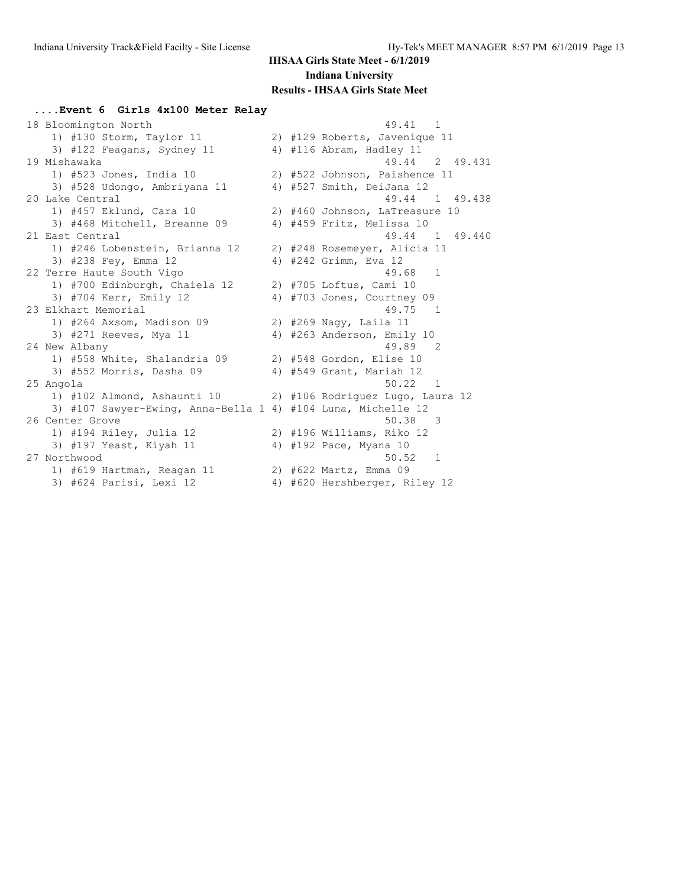**IHSAA Girls State Meet - 6/1/2019**

**Indiana University**

**Results - IHSAA Girls State Meet**

### ....Event 6 Girls 4x100 Meter Relay

```
18 Bloomington North                                   49.41   1
    1) #130 Storm, Taylor 11          2) #129 Roberts, Javenique 11
    3) #122 Feagans, Sydney 11        4) #116 Abram, Hadley 11
19 Mishawaka                                           49.44   2  49.431
    1) #523 Jones, India 10           2) #522 Johnson, Paishence 11
    3) #528 Udongo, Ambriyana 11      4) #527 Smith, DeiJana 12
20 Lake Central                                        49.44   1  49.438
    1) #457 Eklund, Cara 10           2) #460 Johnson, LaTreasure 10
    3) #468 Mitchell, Breanne 09      4) #459 Fritz, Melissa 10
21 East Central                                        49.44   1  49.440
    1) #246 Lobenstein, Brianna 12    2) #248 Rosemeyer, Alicia 11
    3) #238 Fey, Emma 12              4) #242 Grimm, Eva 12
22 Terre Haute South Vigo                              49.68   1
    1) #700 Edinburgh, Chaiela 12     2) #705 Loftus, Cami 10
    3) #704 Kerr, Emily 12            4) #703 Jones, Courtney 09
23 Elkhart Memorial                                    49.75   1
    1) #264 Axsom, Madison 09         2) #269 Nagy, Laila 11
    3) #271 Reeves, Mya 11            4) #263 Anderson, Emily 10
24 New Albany                                          49.89   2
    1) #558 White, Shalandria 09      2) #548 Gordon, Elise 10
    3) #552 Morris, Dasha 09          4) #549 Grant, Mariah 12
25 Angola                                              50.22   1
    1) #102 Almond, Ashaunti 10       2) #106 Rodriguez Lugo, Laura 12
    3) #107 Sawyer-Ewing, Anna-Bella 1 4) #104 Luna, Michelle 12
26 Center Grove                                        50.38   3
    1) #194 Riley, Julia 12           2) #196 Williams, Riko 12
    3) #197 Yeast, Kiyah 11           4) #192 Pace, Myana 10
27 Northwood                                           50.52   1
    1) #619 Hartman, Reagan 11        2) #622 Martz, Emma 09
    3) #624 Parisi, Lexi 12           4) #620 Hershberger, Riley 12
```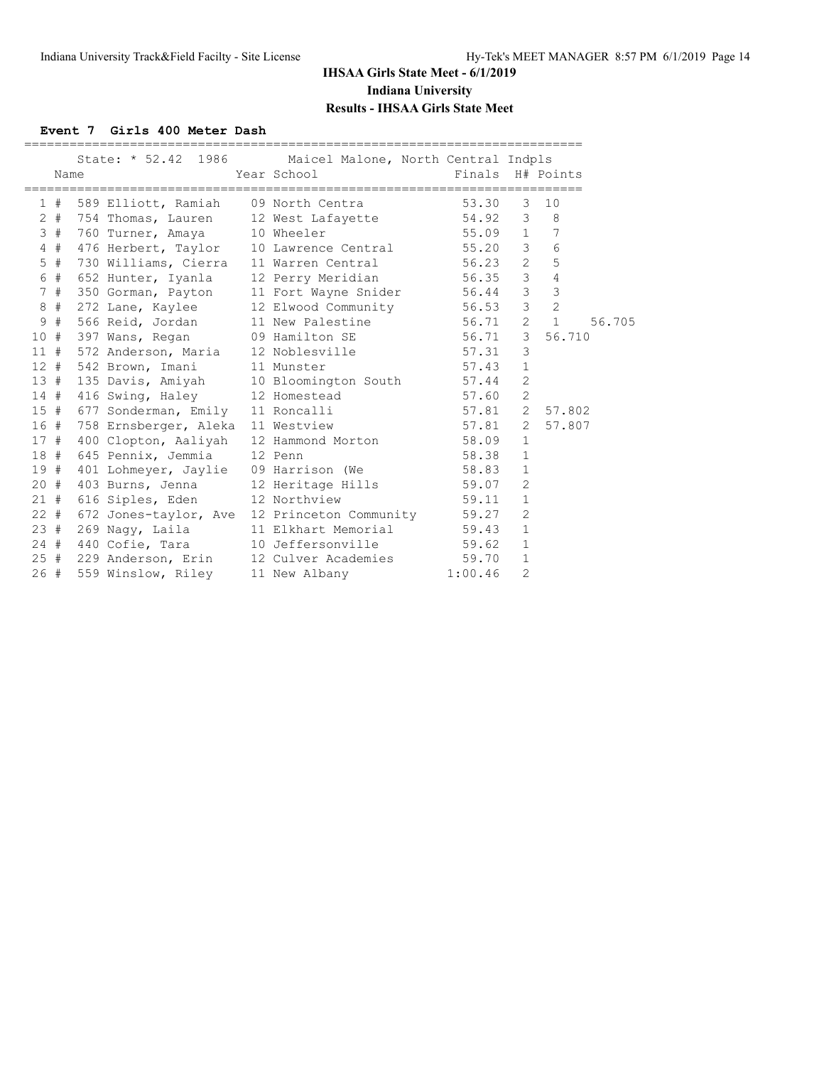# IHSAA Girls State Meet - 6/1/2019

## Indiana University

## Results - IHSAA Girls State Meet

### Event 7 Girls 400 Meter Dash

State: * 52.42 1986 Maicel Malone, North Central Indpls

| Place | Name | Year | School | Finals | H# | Points | |
|---|---|---|---|---|---|---|---|
| 1 # | 589 Elliott, Ramiah | 09 | North Centra | 53.30 | 3 | 10 | |
| 2 # | 754 Thomas, Lauren | 12 | West Lafayette | 54.92 | 3 | 8 | |
| 3 # | 760 Turner, Amaya | 10 | Wheeler | 55.09 | 1 | 7 | |
| 4 # | 476 Herbert, Taylor | 10 | Lawrence Central | 55.20 | 3 | 6 | |
| 5 # | 730 Williams, Cierra | 11 | Warren Central | 56.23 | 2 | 5 | |
| 6 # | 652 Hunter, Iyanla | 12 | Perry Meridian | 56.35 | 3 | 4 | |
| 7 # | 350 Gorman, Payton | 11 | Fort Wayne Snider | 56.44 | 3 | 3 | |
| 8 # | 272 Lane, Kaylee | 12 | Elwood Community | 56.53 | 3 | 2 | |
| 9 # | 566 Reid, Jordan | 11 | New Palestine | 56.71 | 2 | 1 | 56.705 |
| 10 # | 397 Wans, Regan | 09 | Hamilton SE | 56.71 | 3 | 56.710 | |
| 11 # | 572 Anderson, Maria | 12 | Noblesville | 57.31 | 3 | | |
| 12 # | 542 Brown, Imani | 11 | Munster | 57.43 | 1 | | |
| 13 # | 135 Davis, Amiyah | 10 | Bloomington South | 57.44 | 2 | | |
| 14 # | 416 Swing, Haley | 12 | Homestead | 57.60 | 2 | | |
| 15 # | 677 Sonderman, Emily | 11 | Roncalli | 57.81 | 2 | 57.802 | |
| 16 # | 758 Ernsberger, Aleka | 11 | Westview | 57.81 | 2 | 57.807 | |
| 17 # | 400 Clopton, Aaliyah | 12 | Hammond Morton | 58.09 | 1 | | |
| 18 # | 645 Pennix, Jemmia | 12 | Penn | 58.38 | 1 | | |
| 19 # | 401 Lohmeyer, Jaylie | 09 | Harrison (We | 58.83 | 1 | | |
| 20 # | 403 Burns, Jenna | 12 | Heritage Hills | 59.07 | 2 | | |
| 21 # | 616 Siples, Eden | 12 | Northview | 59.11 | 1 | | |
| 22 # | 672 Jones-taylor, Ave | 12 | Princeton Community | 59.27 | 2 | | |
| 23 # | 269 Nagy, Laila | 11 | Elkhart Memorial | 59.43 | 1 | | |
| 24 # | 440 Cofie, Tara | 10 | Jeffersonville | 59.62 | 1 | | |
| 25 # | 229 Anderson, Erin | 12 | Culver Academies | 59.70 | 1 | | |
| 26 # | 559 Winslow, Riley | 11 | New Albany | 1:00.46 | 2 | | |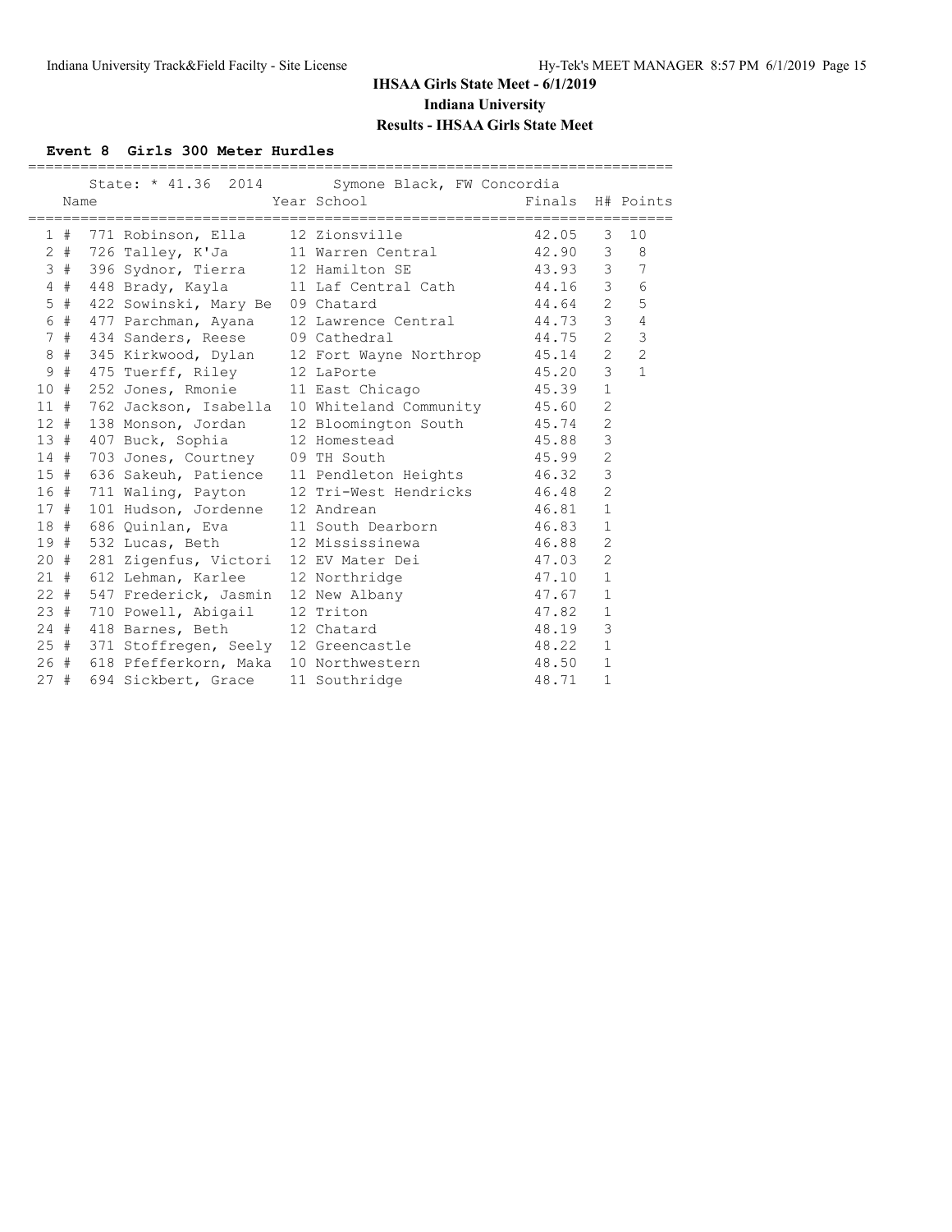# IHSAA Girls State Meet - 6/1/2019

## Indiana University

## Results - IHSAA Girls State Meet

### Event 8 Girls 300 Meter Hurdles

State: * 41.36 2014 Symone Black, FW Concordia

| Place | Name | Year | School | Finals | H# | Points |
|---|---|---|---|---|---|---|
| 1 # | 771 Robinson, Ella | 12 | Zionsville | 42.05 | 3 | 10 |
| 2 # | 726 Talley, K'Ja | 11 | Warren Central | 42.90 | 3 | 8 |
| 3 # | 396 Sydnor, Tierra | 12 | Hamilton SE | 43.93 | 3 | 7 |
| 4 # | 448 Brady, Kayla | 11 | Laf Central Cath | 44.16 | 3 | 6 |
| 5 # | 422 Sowinski, Mary Be | 09 | Chatard | 44.64 | 2 | 5 |
| 6 # | 477 Parchman, Ayana | 12 | Lawrence Central | 44.73 | 3 | 4 |
| 7 # | 434 Sanders, Reese | 09 | Cathedral | 44.75 | 2 | 3 |
| 8 # | 345 Kirkwood, Dylan | 12 | Fort Wayne Northrop | 45.14 | 2 | 2 |
| 9 # | 475 Tuerff, Riley | 12 | LaPorte | 45.20 | 3 | 1 |
| 10 # | 252 Jones, Rmonie | 11 | East Chicago | 45.39 | 1 | |
| 11 # | 762 Jackson, Isabella | 10 | Whiteland Community | 45.60 | 2 | |
| 12 # | 138 Monson, Jordan | 12 | Bloomington South | 45.74 | 2 | |
| 13 # | 407 Buck, Sophia | 12 | Homestead | 45.88 | 3 | |
| 14 # | 703 Jones, Courtney | 09 | TH South | 45.99 | 2 | |
| 15 # | 636 Sakeuh, Patience | 11 | Pendleton Heights | 46.32 | 3 | |
| 16 # | 711 Waling, Payton | 12 | Tri-West Hendricks | 46.48 | 2 | |
| 17 # | 101 Hudson, Jordenne | 12 | Andrean | 46.81 | 1 | |
| 18 # | 686 Quinlan, Eva | 11 | South Dearborn | 46.83 | 1 | |
| 19 # | 532 Lucas, Beth | 12 | Mississinewa | 46.88 | 2 | |
| 20 # | 281 Zigenfus, Victori | 12 | EV Mater Dei | 47.03 | 2 | |
| 21 # | 612 Lehman, Karlee | 12 | Northridge | 47.10 | 1 | |
| 22 # | 547 Frederick, Jasmin | 12 | New Albany | 47.67 | 1 | |
| 23 # | 710 Powell, Abigail | 12 | Triton | 47.82 | 1 | |
| 24 # | 418 Barnes, Beth | 12 | Chatard | 48.19 | 3 | |
| 25 # | 371 Stoffregen, Seely | 12 | Greencastle | 48.22 | 1 | |
| 26 # | 618 Pfefferkorn, Maka | 10 | Northwestern | 48.50 | 1 | |
| 27 # | 694 Sickbert, Grace | 11 | Southridge | 48.71 | 1 | |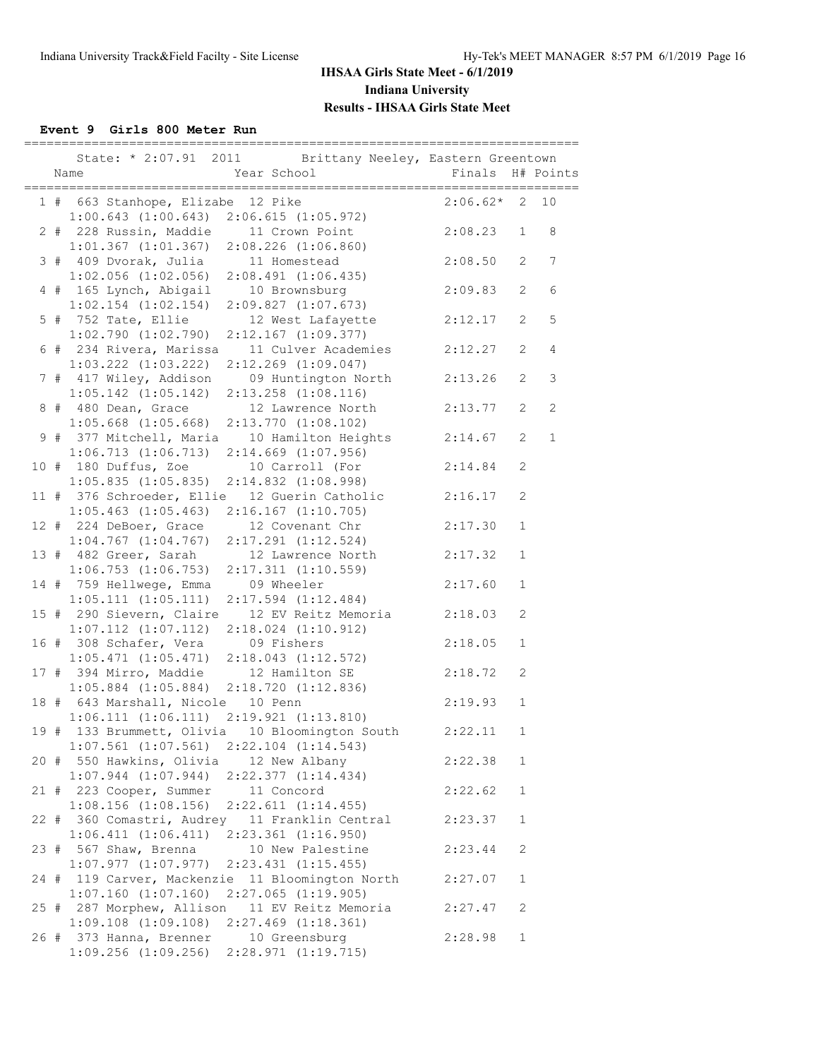# IHSAA Girls State Meet - 6/1/2019

## Indiana University

## Results - IHSAA Girls State Meet

### Event 9 Girls 800 Meter Run

State: * 2:07.91 2011 Brittany Neeley, Eastern Greentown

| Place | Name | Year | School | Finals | H# | Points |
|---|---|---|---|---|---|---|
| 1 # | 663 Stanhope, Elizabe | 12 | Pike | 2:06.62* | 2 | 10 |
| | 1:00.643 (1:00.643) 2:06.615 (1:05.972) | | | | | |
| 2 # | 228 Russin, Maddie | 11 | Crown Point | 2:08.23 | 1 | 8 |
| | 1:01.367 (1:01.367) 2:08.226 (1:06.860) | | | | | |
| 3 # | 409 Dvorak, Julia | 11 | Homestead | 2:08.50 | 2 | 7 |
| | 1:02.056 (1:02.056) 2:08.491 (1:06.435) | | | | | |
| 4 # | 165 Lynch, Abigail | 10 | Brownsburg | 2:09.83 | 2 | 6 |
| | 1:02.154 (1:02.154) 2:09.827 (1:07.673) | | | | | |
| 5 # | 752 Tate, Ellie | 12 | West Lafayette | 2:12.17 | 2 | 5 |
| | 1:02.790 (1:02.790) 2:12.167 (1:09.377) | | | | | |
| 6 # | 234 Rivera, Marissa | 11 | Culver Academies | 2:12.27 | 2 | 4 |
| | 1:03.222 (1:03.222) 2:12.269 (1:09.047) | | | | | |
| 7 # | 417 Wiley, Addison | 09 | Huntington North | 2:13.26 | 2 | 3 |
| | 1:05.142 (1:05.142) 2:13.258 (1:08.116) | | | | | |
| 8 # | 480 Dean, Grace | 12 | Lawrence North | 2:13.77 | 2 | 2 |
| | 1:05.668 (1:05.668) 2:13.770 (1:08.102) | | | | | |
| 9 # | 377 Mitchell, Maria | 10 | Hamilton Heights | 2:14.67 | 2 | 1 |
| | 1:06.713 (1:06.713) 2:14.669 (1:07.956) | | | | | |
| 10 # | 180 Duffus, Zoe | 10 | Carroll (For | 2:14.84 | 2 | |
| | 1:05.835 (1:05.835) 2:14.832 (1:08.998) | | | | | |
| 11 # | 376 Schroeder, Ellie | 12 | Guerin Catholic | 2:16.17 | 2 | |
| | 1:05.463 (1:05.463) 2:16.167 (1:10.705) | | | | | |
| 12 # | 224 DeBoer, Grace | 12 | Covenant Chr | 2:17.30 | 1 | |
| | 1:04.767 (1:04.767) 2:17.291 (1:12.524) | | | | | |
| 13 # | 482 Greer, Sarah | 12 | Lawrence North | 2:17.32 | 1 | |
| | 1:06.753 (1:06.753) 2:17.311 (1:10.559) | | | | | |
| 14 # | 759 Hellwege, Emma | 09 | Wheeler | 2:17.60 | 1 | |
| | 1:05.111 (1:05.111) 2:17.594 (1:12.484) | | | | | |
| 15 # | 290 Sievern, Claire | 12 | EV Reitz Memoria | 2:18.03 | 2 | |
| | 1:07.112 (1:07.112) 2:18.024 (1:10.912) | | | | | |
| 16 # | 308 Schafer, Vera | 09 | Fishers | 2:18.05 | 1 | |
| | 1:05.471 (1:05.471) 2:18.043 (1:12.572) | | | | | |
| 17 # | 394 Mirro, Maddie | 12 | Hamilton SE | 2:18.72 | 2 | |
| | 1:05.884 (1:05.884) 2:18.720 (1:12.836) | | | | | |
| 18 # | 643 Marshall, Nicole | 10 | Penn | 2:19.93 | 1 | |
| | 1:06.111 (1:06.111) 2:19.921 (1:13.810) | | | | | |
| 19 # | 133 Brummett, Olivia | 10 | Bloomington South | 2:22.11 | 1 | |
| | 1:07.561 (1:07.561) 2:22.104 (1:14.543) | | | | | |
| 20 # | 550 Hawkins, Olivia | 12 | New Albany | 2:22.38 | 1 | |
| | 1:07.944 (1:07.944) 2:22.377 (1:14.434) | | | | | |
| 21 # | 223 Cooper, Summer | 11 | Concord | 2:22.62 | 1 | |
| | 1:08.156 (1:08.156) 2:22.611 (1:14.455) | | | | | |
| 22 # | 360 Comastri, Audrey | 11 | Franklin Central | 2:23.37 | 1 | |
| | 1:06.411 (1:06.411) 2:23.361 (1:16.950) | | | | | |
| 23 # | 567 Shaw, Brenna | 10 | New Palestine | 2:23.44 | 2 | |
| | 1:07.977 (1:07.977) 2:23.431 (1:15.455) | | | | | |
| 24 # | 119 Carver, Mackenzie | 11 | Bloomington North | 2:27.07 | 1 | |
| | 1:07.160 (1:07.160) 2:27.065 (1:19.905) | | | | | |
| 25 # | 287 Morphew, Allison | 11 | EV Reitz Memoria | 2:27.47 | 2 | |
| | 1:09.108 (1:09.108) 2:27.469 (1:18.361) | | | | | |
| 26 # | 373 Hanna, Brenner | 10 | Greensburg | 2:28.98 | 1 | |
| | 1:09.256 (1:09.256) 2:28.971 (1:19.715) | | | | | |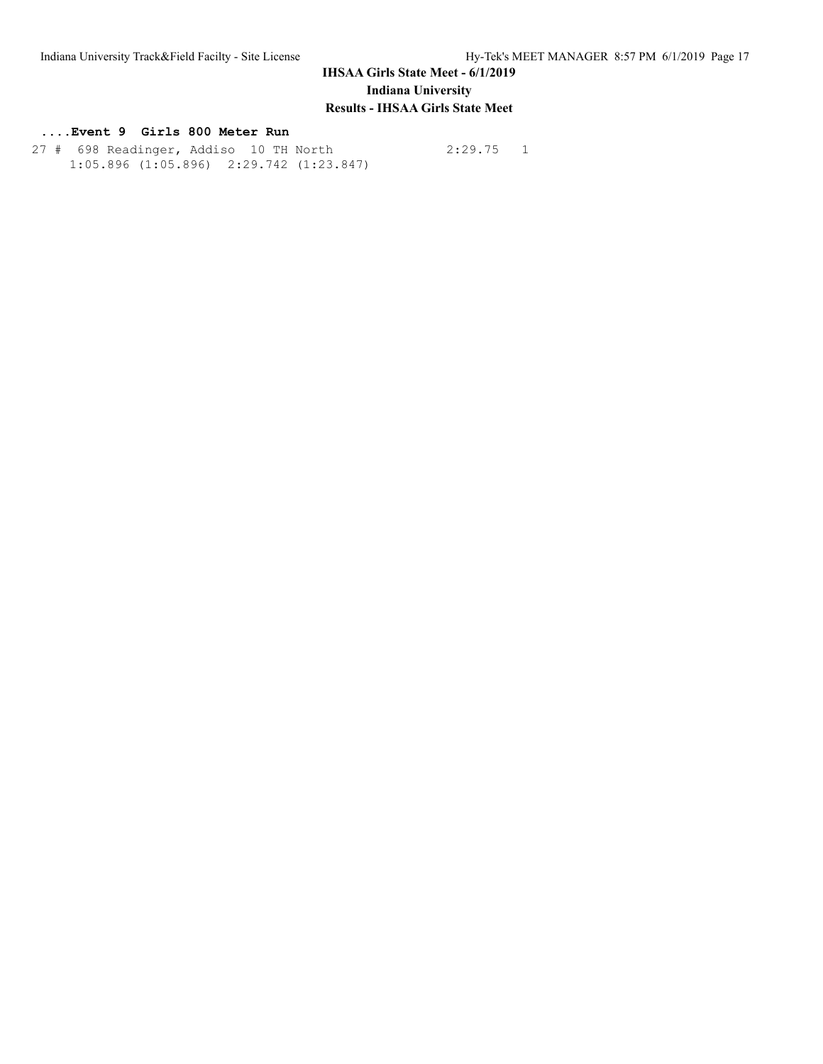**IHSAA Girls State Meet - 6/1/2019**

**Indiana University**

**Results - IHSAA Girls State Meet**

### ....Event 9 Girls 800 Meter Run

```
27 #  698 Readinger, Addiso  10 TH North              2:29.75   1
     1:05.896 (1:05.896)  2:29.742 (1:23.847)
```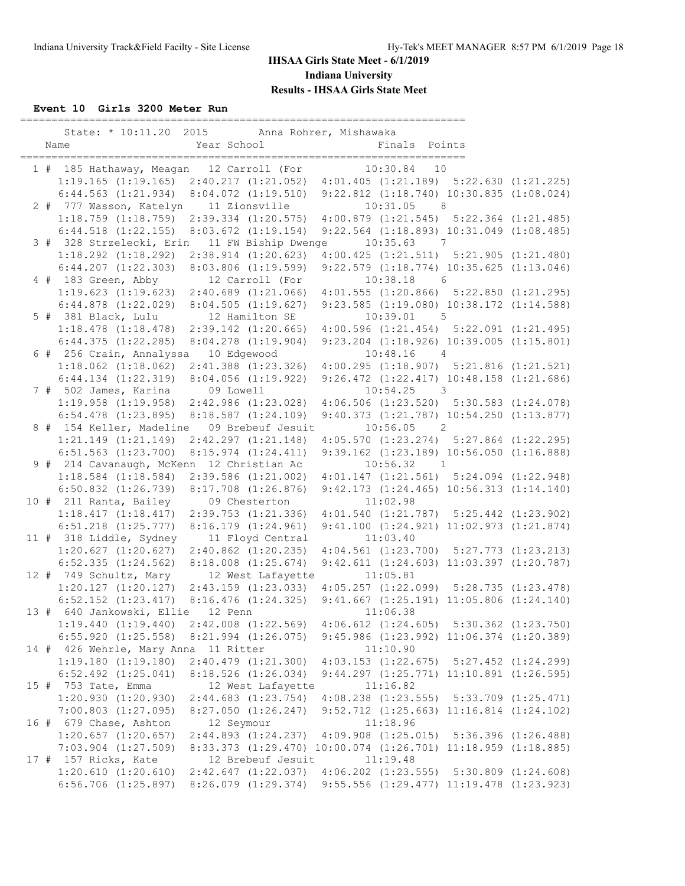## IHSAA Girls State Meet - 6/1/2019

## Indiana University

## Results - IHSAA Girls State Meet

### Event 10 Girls 3200 Meter Run

```
=======================================================================
    State: * 10:11.20  2015        Anna Rohrer, Mishawaka              
    Name                    Year School                 Finals  Points 
=======================================================================
  1 #  185 Hathaway, Meagan   12 Carroll (For          10:30.84   10   
     1:19.165 (1:19.165)  2:40.217 (1:21.052)  4:01.405 (1:21.189)  5:22.630 (1:21.225)
     6:44.563 (1:21.934)  8:04.072 (1:19.510)  9:22.812 (1:18.740) 10:30.835 (1:08.024)
  2 #  777 Wasson, Katelyn    11 Zionsville            10:31.05    8   
     1:18.759 (1:18.759)  2:39.334 (1:20.575)  4:00.879 (1:21.545)  5:22.364 (1:21.485)
     6:44.518 (1:22.155)  8:03.672 (1:19.154)  9:22.564 (1:18.893) 10:31.049 (1:08.485)
  3 #  328 Strzelecki, Erin   11 FW Biship Dwenge      10:35.63    7   
     1:18.292 (1:18.292)  2:38.914 (1:20.623)  4:00.425 (1:21.511)  5:21.905 (1:21.480)
     6:44.207 (1:22.303)  8:03.806 (1:19.599)  9:22.579 (1:18.774) 10:35.625 (1:13.046)
  4 #  183 Green, Abby        12 Carroll (For          10:38.18    6   
     1:19.623 (1:19.623)  2:40.689 (1:21.066)  4:01.555 (1:20.866)  5:22.850 (1:21.295)
     6:44.878 (1:22.029)  8:04.505 (1:19.627)  9:23.585 (1:19.080) 10:38.172 (1:14.588)
  5 #  381 Black, Lulu        12 Hamilton SE           10:39.01    5   
     1:18.478 (1:18.478)  2:39.142 (1:20.665)  4:00.596 (1:21.454)  5:22.091 (1:21.495)
     6:44.375 (1:22.285)  8:04.278 (1:19.904)  9:23.204 (1:18.926) 10:39.005 (1:15.801)
  6 #  256 Crain, Annalyssa   10 Edgewood              10:48.16    4   
     1:18.062 (1:18.062)  2:41.388 (1:23.326)  4:00.295 (1:18.907)  5:21.816 (1:21.521)
     6:44.134 (1:22.319)  8:04.056 (1:19.922)  9:26.472 (1:22.417) 10:48.158 (1:21.686)
  7 #  502 James, Karina      09 Lowell                10:54.25    3   
     1:19.958 (1:19.958)  2:42.986 (1:23.028)  4:06.506 (1:23.520)  5:30.583 (1:24.078)
     6:54.478 (1:23.895)  8:18.587 (1:24.109)  9:40.373 (1:21.787) 10:54.250 (1:13.877)
  8 #  154 Keller, Madeline   09 Brebeuf Jesuit        10:56.05    2   
     1:21.149 (1:21.149)  2:42.297 (1:21.148)  4:05.570 (1:23.274)  5:27.864 (1:22.295)
     6:51.563 (1:23.700)  8:15.974 (1:24.411)  9:39.162 (1:23.189) 10:56.050 (1:16.888)
  9 #  214 Cavanaugh, McKenn  12 Christian Ac          10:56.32    1   
     1:18.584 (1:18.584)  2:39.586 (1:21.002)  4:01.147 (1:21.561)  5:24.094 (1:22.948)
     6:50.832 (1:26.739)  8:17.708 (1:26.876)  9:42.173 (1:24.465) 10:56.313 (1:14.140)
 10 #  211 Ranta, Bailey      09 Chesterton            11:02.98        
     1:18.417 (1:18.417)  2:39.753 (1:21.336)  4:01.540 (1:21.787)  5:25.442 (1:23.902)
     6:51.218 (1:25.777)  8:16.179 (1:24.961)  9:41.100 (1:24.921) 11:02.973 (1:21.874)
 11 #  318 Liddle, Sydney     11 Floyd Central         11:03.40        
     1:20.627 (1:20.627)  2:40.862 (1:20.235)  4:04.561 (1:23.700)  5:27.773 (1:23.213)
     6:52.335 (1:24.562)  8:18.008 (1:25.674)  9:42.611 (1:24.603) 11:03.397 (1:20.787)
 12 #  749 Schultz, Mary      12 West Lafayette        11:05.81        
     1:20.127 (1:20.127)  2:43.159 (1:23.033)  4:05.257 (1:22.099)  5:28.735 (1:23.478)
     6:52.152 (1:23.417)  8:16.476 (1:24.325)  9:41.667 (1:25.191) 11:05.806 (1:24.140)
 13 #  640 Jankowski, Ellie   12 Penn                  11:06.38        
     1:19.440 (1:19.440)  2:42.008 (1:22.569)  4:06.612 (1:24.605)  5:30.362 (1:23.750)
     6:55.920 (1:25.558)  8:21.994 (1:26.075)  9:45.986 (1:23.992) 11:06.374 (1:20.389)
 14 #  426 Wehrle, Mary Anna  11 Ritter                11:10.90        
     1:19.180 (1:19.180)  2:40.479 (1:21.300)  4:03.153 (1:22.675)  5:27.452 (1:24.299)
     6:52.492 (1:25.041)  8:18.526 (1:26.034)  9:44.297 (1:25.771) 11:10.891 (1:26.595)
 15 #  753 Tate, Emma         12 West Lafayette        11:16.82        
     1:20.930 (1:20.930)  2:44.683 (1:23.754)  4:08.238 (1:23.555)  5:33.709 (1:25.471)
     7:00.803 (1:27.095)  8:27.050 (1:26.247)  9:52.712 (1:25.663) 11:16.814 (1:24.102)
 16 #  679 Chase, Ashton      12 Seymour               11:18.96        
     1:20.657 (1:20.657)  2:44.893 (1:24.237)  4:09.908 (1:25.015)  5:36.396 (1:26.488)
     7:03.904 (1:27.509)  8:33.373 (1:29.470) 10:00.074 (1:26.701) 11:18.959 (1:18.885)
 17 #  157 Ricks, Kate        12 Brebeuf Jesuit        11:19.48        
     1:20.610 (1:20.610)  2:42.647 (1:22.037)  4:06.202 (1:23.555)  5:30.809 (1:24.608)
     6:56.706 (1:25.897)  8:26.079 (1:29.374)  9:55.556 (1:29.477) 11:19.478 (1:23.923)
```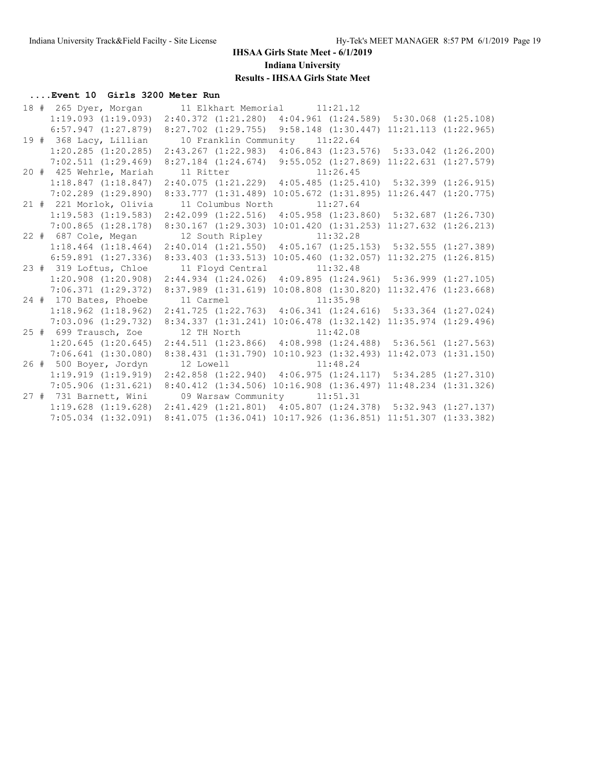# IHSAA Girls State Meet - 6/1/2019

## Indiana University

### Results - IHSAA Girls State Meet

**....Event 10 Girls 3200 Meter Run**

```
 18 #  265 Dyer, Morgan         11 Elkhart Memorial       11:21.12   
     1:19.093 (1:19.093)  2:40.372 (1:21.280)  4:04.961 (1:24.589)  5:30.068 (1:25.108)
     6:57.947 (1:27.879)  8:27.702 (1:29.755)  9:58.148 (1:30.447) 11:21.113 (1:22.965)
 19 #  368 Lacy, Lillian        10 Franklin Community     11:22.64   
     1:20.285 (1:20.285)  2:43.267 (1:22.983)  4:06.843 (1:23.576)  5:33.042 (1:26.200)
     7:02.511 (1:29.469)  8:27.184 (1:24.674)  9:55.052 (1:27.869) 11:22.631 (1:27.579)
 20 #  425 Wehrle, Mariah       11 Ritter                 11:26.45   
     1:18.847 (1:18.847)  2:40.075 (1:21.229)  4:05.485 (1:25.410)  5:32.399 (1:26.915)
     7:02.289 (1:29.890)  8:33.777 (1:31.489) 10:05.672 (1:31.895) 11:26.447 (1:20.775)
 21 #  221 Morlok, Olivia       11 Columbus North         11:27.64   
     1:19.583 (1:19.583)  2:42.099 (1:22.516)  4:05.958 (1:23.860)  5:32.687 (1:26.730)
     7:00.865 (1:28.178)  8:30.167 (1:29.303) 10:01.420 (1:31.253) 11:27.632 (1:26.213)
 22 #  687 Cole, Megan          12 South Ripley           11:32.28   
     1:18.464 (1:18.464)  2:40.014 (1:21.550)  4:05.167 (1:25.153)  5:32.555 (1:27.389)
     6:59.891 (1:27.336)  8:33.403 (1:33.513) 10:05.460 (1:32.057) 11:32.275 (1:26.815)
 23 #  319 Loftus, Chloe        11 Floyd Central          11:32.48   
     1:20.908 (1:20.908)  2:44.934 (1:24.026)  4:09.895 (1:24.961)  5:36.999 (1:27.105)
     7:06.371 (1:29.372)  8:37.989 (1:31.619) 10:08.808 (1:30.820) 11:32.476 (1:23.668)
 24 #  170 Bates, Phoebe        11 Carmel                 11:35.98   
     1:18.962 (1:18.962)  2:41.725 (1:22.763)  4:06.341 (1:24.616)  5:33.364 (1:27.024)
     7:03.096 (1:29.732)  8:34.337 (1:31.241) 10:06.478 (1:32.142) 11:35.974 (1:29.496)
 25 #  699 Trausch, Zoe         12 TH North               11:42.08   
     1:20.645 (1:20.645)  2:44.511 (1:23.866)  4:08.998 (1:24.488)  5:36.561 (1:27.563)
     7:06.641 (1:30.080)  8:38.431 (1:31.790) 10:10.923 (1:32.493) 11:42.073 (1:31.150)
 26 #  500 Boyer, Jordyn        12 Lowell                 11:48.24   
     1:19.919 (1:19.919)  2:42.858 (1:22.940)  4:06.975 (1:24.117)  5:34.285 (1:27.310)
     7:05.906 (1:31.621)  8:40.412 (1:34.506) 10:16.908 (1:36.497) 11:48.234 (1:31.326)
 27 #  731 Barnett, Wini        09 Warsaw Community       11:51.31   
     1:19.628 (1:19.628)  2:41.429 (1:21.801)  4:05.807 (1:24.378)  5:32.943 (1:27.137)
     7:05.034 (1:32.091)  8:41.075 (1:36.041) 10:17.926 (1:36.851) 11:51.307 (1:33.382)
```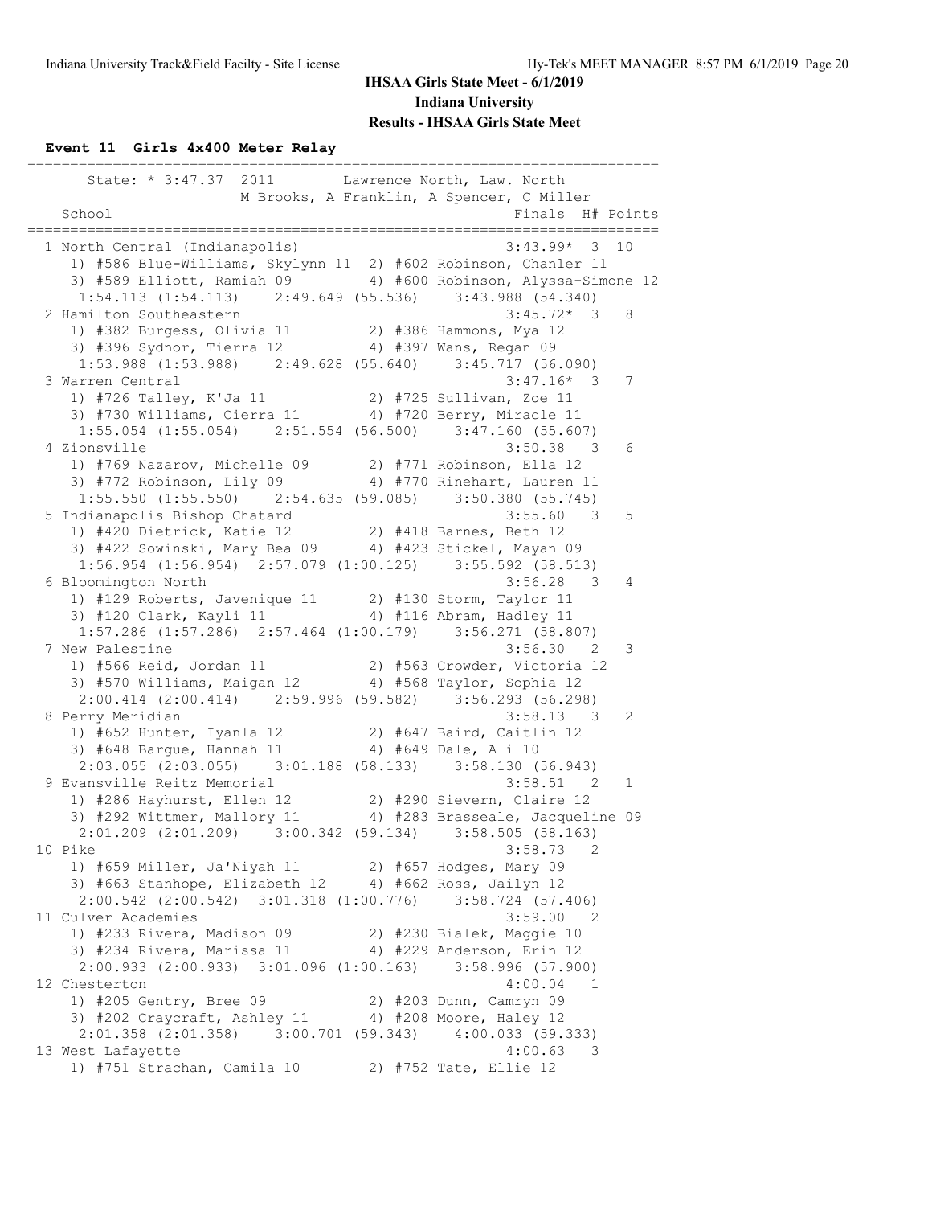## IHSAA Girls State Meet - 6/1/2019

### Indiana University

### Results - IHSAA Girls State Meet

#### Event 11 Girls 4x400 Meter Relay

```
=========================================================================
      State: * 3:47.37  2011        Lawrence North, Law. North           
                    M Brooks, A Franklin, A Spencer, C Miller
    School                                            Finals  H# Points 
=========================================================================
  1 North Central (Indianapolis)                      3:43.99*  3  10   
     1) #586 Blue-Williams, Skylynn 11  2) #602 Robinson, Chanler 11    
     3) #589 Elliott, Ramiah 09         4) #600 Robinson, Alyssa-Simone 12
      1:54.113 (1:54.113)    2:49.649 (55.536)    3:43.988 (54.340)
  2 Hamilton Southeastern                             3:45.72*  3   8   
     1) #382 Burgess, Olivia 11         2) #386 Hammons, Mya 12         
     3) #396 Sydnor, Tierra 12          4) #397 Wans, Regan 09          
      1:53.988 (1:53.988)    2:49.628 (55.640)    3:45.717 (56.090)
  3 Warren Central                                    3:47.16*  3   7   
     1) #726 Talley, K'Ja 11            2) #725 Sullivan, Zoe 11        
     3) #730 Williams, Cierra 11        4) #720 Berry, Miracle 11       
      1:55.054 (1:55.054)    2:51.554 (56.500)    3:47.160 (55.607)
  4 Zionsville                                        3:50.38   3   6   
     1) #769 Nazarov, Michelle 09       2) #771 Robinson, Ella 12       
     3) #772 Robinson, Lily 09          4) #770 Rinehart, Lauren 11     
      1:55.550 (1:55.550)    2:54.635 (59.085)    3:50.380 (55.745)
  5 Indianapolis Bishop Chatard                       3:55.60   3   5   
     1) #420 Dietrick, Katie 12         2) #418 Barnes, Beth 12         
     3) #422 Sowinski, Mary Bea 09      4) #423 Stickel, Mayan 09       
      1:56.954 (1:56.954)  2:57.079 (1:00.125)    3:55.592 (58.513)
  6 Bloomington North                                 3:56.28   3   4   
     1) #129 Roberts, Javenique 11      2) #130 Storm, Taylor 11        
     3) #120 Clark, Kayli 11            4) #116 Abram, Hadley 11        
      1:57.286 (1:57.286)  2:57.464 (1:00.179)    3:56.271 (58.807)
  7 New Palestine                                     3:56.30   2   3   
     1) #566 Reid, Jordan 11            2) #563 Crowder, Victoria 12    
     3) #570 Williams, Maigan 12        4) #568 Taylor, Sophia 12       
      2:00.414 (2:00.414)    2:59.996 (59.582)    3:56.293 (56.298)
  8 Perry Meridian                                    3:58.13   3   2   
     1) #652 Hunter, Iyanla 12          2) #647 Baird, Caitlin 12       
     3) #648 Bargue, Hannah 11          4) #649 Dale, Ali 10            
      2:03.055 (2:03.055)    3:01.188 (58.133)    3:58.130 (56.943)
  9 Evansville Reitz Memorial                         3:58.51   2   1   
     1) #286 Hayhurst, Ellen 12         2) #290 Sievern, Claire 12      
     3) #292 Wittmer, Mallory 11        4) #283 Brasseale, Jacqueline 09
      2:01.209 (2:01.209)    3:00.342 (59.134)    3:58.505 (58.163)
 10 Pike                                              3:58.73   2       
     1) #659 Miller, Ja'Niyah 11        2) #657 Hodges, Mary 09         
     3) #663 Stanhope, Elizabeth 12     4) #662 Ross, Jailyn 12         
      2:00.542 (2:00.542)  3:01.318 (1:00.776)    3:58.724 (57.406)
 11 Culver Academies                                  3:59.00   2       
     1) #233 Rivera, Madison 09         2) #230 Bialek, Maggie 10       
     3) #234 Rivera, Marissa 11         4) #229 Anderson, Erin 12       
      2:00.933 (2:00.933)  3:01.096 (1:00.163)    3:58.996 (57.900)
 12 Chesterton                                        4:00.04   1       
     1) #205 Gentry, Bree 09            2) #203 Dunn, Camryn 09         
     3) #202 Craycraft, Ashley 11       4) #208 Moore, Haley 12         
      2:01.358 (2:01.358)    3:00.701 (59.343)    4:00.033 (59.333)
 13 West Lafayette                                    4:00.63   3       
     1) #751 Strachan, Camila 10        2) #752 Tate, Ellie 12          
```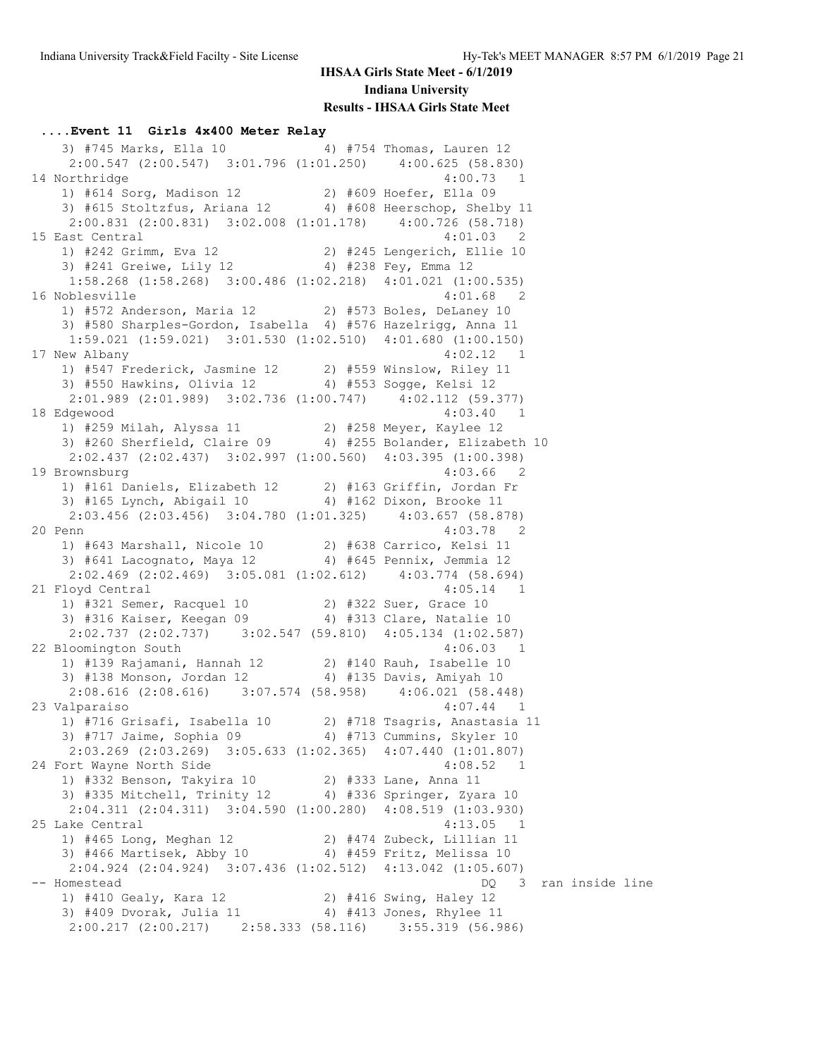**IHSAA Girls State Meet - 6/1/2019**

**Indiana University**

**Results - IHSAA Girls State Meet**

### ....Event 11 Girls 4x400 Meter Relay

```
    3) #745 Marks, Ella 10              4) #754 Thomas, Lauren 12
     2:00.547 (2:00.547)  3:01.796 (1:01.250)    4:00.625 (58.830)
14 Northridge                                          4:00.73   1
    1) #614 Sorg, Madison 12            2) #609 Hoefer, Ella 09
    3) #615 Stoltzfus, Ariana 12        4) #608 Heerschop, Shelby 11
     2:00.831 (2:00.831)  3:02.008 (1:01.178)    4:00.726 (58.718)
15 East Central                                        4:01.03   2
    1) #242 Grimm, Eva 12               2) #245 Lengerich, Ellie 10
    3) #241 Greiwe, Lily 12             4) #238 Fey, Emma 12
     1:58.268 (1:58.268)  3:00.486 (1:02.218)  4:01.021 (1:00.535)
16 Noblesville                                         4:01.68   2
    1) #572 Anderson, Maria 12          2) #573 Boles, DeLaney 10
    3) #580 Sharples-Gordon, Isabella   4) #576 Hazelrigg, Anna 11
     1:59.021 (1:59.021)  3:01.530 (1:02.510)  4:01.680 (1:00.150)
17 New Albany                                          4:02.12   1
    1) #547 Frederick, Jasmine 12       2) #559 Winslow, Riley 11
    3) #550 Hawkins, Olivia 12          4) #553 Sogge, Kelsi 12
     2:01.989 (2:01.989)  3:02.736 (1:00.747)    4:02.112 (59.377)
18 Edgewood                                            4:03.40   1
    1) #259 Milah, Alyssa 11            2) #258 Meyer, Kaylee 12
    3) #260 Sherfield, Claire 09        4) #255 Bolander, Elizabeth 10
     2:02.437 (2:02.437)  3:02.997 (1:00.560)  4:03.395 (1:00.398)
19 Brownsburg                                          4:03.66   2
    1) #161 Daniels, Elizabeth 12       2) #163 Griffin, Jordan Fr
    3) #165 Lynch, Abigail 10           4) #162 Dixon, Brooke 11
     2:03.456 (2:03.456)  3:04.780 (1:01.325)    4:03.657 (58.878)
20 Penn                                                4:03.78   2
    1) #643 Marshall, Nicole 10         2) #638 Carrico, Kelsi 11
    3) #641 Lacognato, Maya 12          4) #645 Pennix, Jemmia 12
     2:02.469 (2:02.469)  3:05.081 (1:02.612)    4:03.774 (58.694)
21 Floyd Central                                       4:05.14   1
    1) #321 Semer, Racquel 10           2) #322 Suer, Grace 10
    3) #316 Kaiser, Keegan 09           4) #313 Clare, Natalie 10
     2:02.737 (2:02.737)    3:02.547 (59.810)  4:05.134 (1:02.587)
22 Bloomington South                                   4:06.03   1
    1) #139 Rajamani, Hannah 12         2) #140 Rauh, Isabelle 10
    3) #138 Monson, Jordan 12           4) #135 Davis, Amiyah 10
     2:08.616 (2:08.616)    3:07.574 (58.958)    4:06.021 (58.448)
23 Valparaiso                                          4:07.44   1
    1) #716 Grisafi, Isabella 10        2) #718 Tsagris, Anastasia 11
    3) #717 Jaime, Sophia 09            4) #713 Cummins, Skyler 10
     2:03.269 (2:03.269)  3:05.633 (1:02.365)  4:07.440 (1:01.807)
24 Fort Wayne North Side                               4:08.52   1
    1) #332 Benson, Takyira 10          2) #333 Lane, Anna 11
    3) #335 Mitchell, Trinity 12        4) #336 Springer, Zyara 10
     2:04.311 (2:04.311)  3:04.590 (1:00.280)  4:08.519 (1:03.930)
25 Lake Central                                        4:13.05   1
    1) #465 Long, Meghan 12             2) #474 Zubeck, Lillian 11
    3) #466 Martisek, Abby 10           4) #459 Fritz, Melissa 10
     2:04.924 (2:04.924)  3:07.436 (1:02.512)  4:13.042 (1:05.607)
-- Homestead                                                DQ   3  ran inside line
    1) #410 Gealy, Kara 12              2) #416 Swing, Haley 12
    3) #409 Dvorak, Julia 11            4) #413 Jones, Rhylee 11
     2:00.217 (2:00.217)    2:58.333 (58.116)    3:55.319 (56.986)
```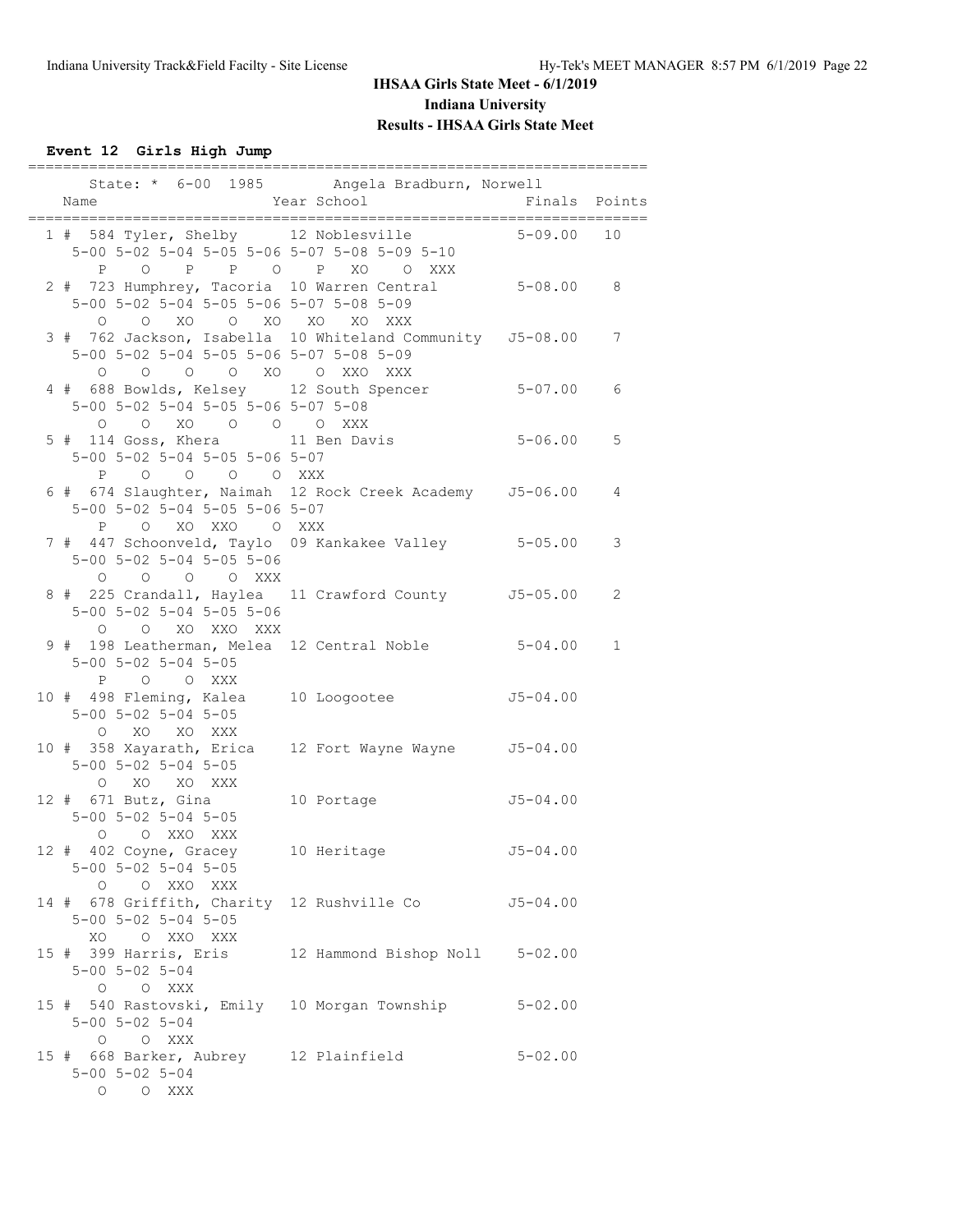# IHSAA Girls State Meet - 6/1/2019

## Indiana University

## Results - IHSAA Girls State Meet

### Event 12 Girls High Jump

```
=======================================================================
    State: * 6-00 1985        Angela Bradburn, Norwell
  Name                    Year School                 Finals  Points
=======================================================================
  1 # 584 Tyler, Shelby      12 Noblesville            5-09.00   10
     5-00 5-02 5-04 5-05 5-06 5-07 5-08 5-09 5-10
        P    O    P    P    O    P   XO    O  XXX
  2 # 723 Humphrey, Tacoria  10 Warren Central         5-08.00    8
     5-00 5-02 5-04 5-05 5-06 5-07 5-08 5-09
        O    O   XO    O   XO   XO   XO  XXX
  3 # 762 Jackson, Isabella  10 Whiteland Community   J5-08.00    7
     5-00 5-02 5-04 5-05 5-06 5-07 5-08 5-09
        O    O    O    O   XO    O  XXO  XXX
  4 # 688 Bowlds, Kelsey     12 South Spencer          5-07.00    6
     5-00 5-02 5-04 5-05 5-06 5-07 5-08
        O    O   XO    O    O    O  XXX
  5 # 114 Goss, Khera        11 Ben Davis              5-06.00    5
     5-00 5-02 5-04 5-05 5-06 5-07
        P    O    O    O    O  XXX
  6 # 674 Slaughter, Naimah  12 Rock Creek Academy    J5-06.00    4
     5-00 5-02 5-04 5-05 5-06 5-07
        P    O   XO  XXO    O  XXX
  7 # 447 Schoonveld, Taylo  09 Kankakee Valley        5-05.00    3
     5-00 5-02 5-04 5-05 5-06
        O    O    O    O  XXX
  8 # 225 Crandall, Haylea   11 Crawford County       J5-05.00    2
     5-00 5-02 5-04 5-05 5-06
        O    O   XO  XXO  XXX
  9 # 198 Leatherman, Melea  12 Central Noble          5-04.00    1
     5-00 5-02 5-04 5-05
        P    O    O  XXX
 10 # 498 Fleming, Kalea     10 Loogootee             J5-04.00
     5-00 5-02 5-04 5-05
        O   XO   XO  XXX
 10 # 358 Xayarath, Erica    12 Fort Wayne Wayne      J5-04.00
     5-00 5-02 5-04 5-05
        O   XO   XO  XXX
 12 # 671 Butz, Gina         10 Portage               J5-04.00
     5-00 5-02 5-04 5-05
        O    O  XXO  XXX
 12 # 402 Coyne, Gracey      10 Heritage              J5-04.00
     5-00 5-02 5-04 5-05
        O    O  XXO  XXX
 14 # 678 Griffith, Charity  12 Rushville Co          J5-04.00
     5-00 5-02 5-04 5-05
       XO    O  XXO  XXX
 15 # 399 Harris, Eris       12 Hammond Bishop Noll    5-02.00
     5-00 5-02 5-04
        O    O  XXX
 15 # 540 Rastovski, Emily   10 Morgan Township        5-02.00
     5-00 5-02 5-04
        O    O  XXX
 15 # 668 Barker, Aubrey     12 Plainfield             5-02.00
     5-00 5-02 5-04
        O    O  XXX
```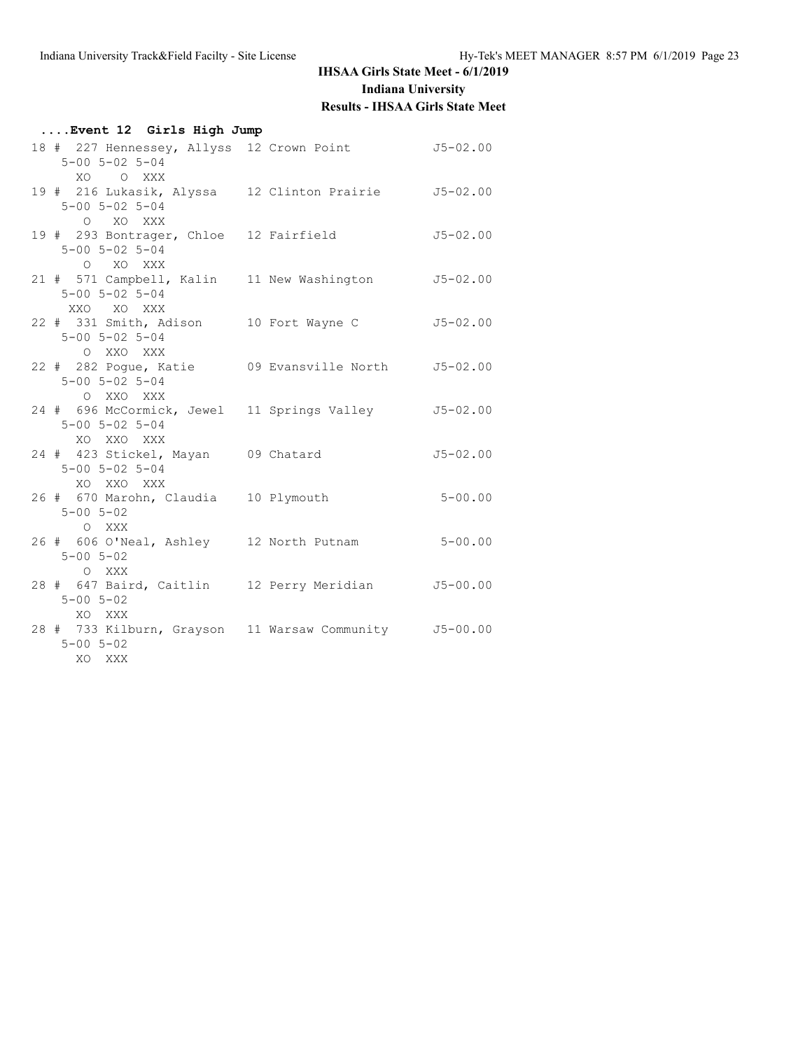# IHSAA Girls State Meet - 6/1/2019

## Indiana University

## Results - IHSAA Girls State Meet

### ....Event 12 Girls High Jump

```
18 # 227 Hennessey, Allyss  12 Crown Point          J5-02.00
     5-00 5-02 5-04
       XO    O  XXX
19 # 216 Lukasik, Alyssa    12 Clinton Prairie      J5-02.00
     5-00 5-02 5-04
        O   XO  XXX
19 # 293 Bontrager, Chloe   12 Fairfield            J5-02.00
     5-00 5-02 5-04
        O   XO  XXX
21 # 571 Campbell, Kalin    11 New Washington       J5-02.00
     5-00 5-02 5-04
      XXO   XO  XXX
22 # 331 Smith, Adison      10 Fort Wayne C         J5-02.00
     5-00 5-02 5-04
        O  XXO  XXX
22 # 282 Pogue, Katie       09 Evansville North     J5-02.00
     5-00 5-02 5-04
        O  XXO  XXX
24 # 696 McCormick, Jewel   11 Springs Valley       J5-02.00
     5-00 5-02 5-04
       XO  XXO  XXX
24 # 423 Stickel, Mayan     09 Chatard              J5-02.00
     5-00 5-02 5-04
       XO  XXO  XXX
26 # 670 Marohn, Claudia    10 Plymouth              5-00.00
     5-00 5-02
        O  XXX
26 # 606 O'Neal, Ashley     12 North Putnam          5-00.00
     5-00 5-02
        O  XXX
28 # 647 Baird, Caitlin     12 Perry Meridian       J5-00.00
     5-00 5-02
       XO  XXX
28 # 733 Kilburn, Grayson   11 Warsaw Community     J5-00.00
     5-00 5-02
       XO  XXX
```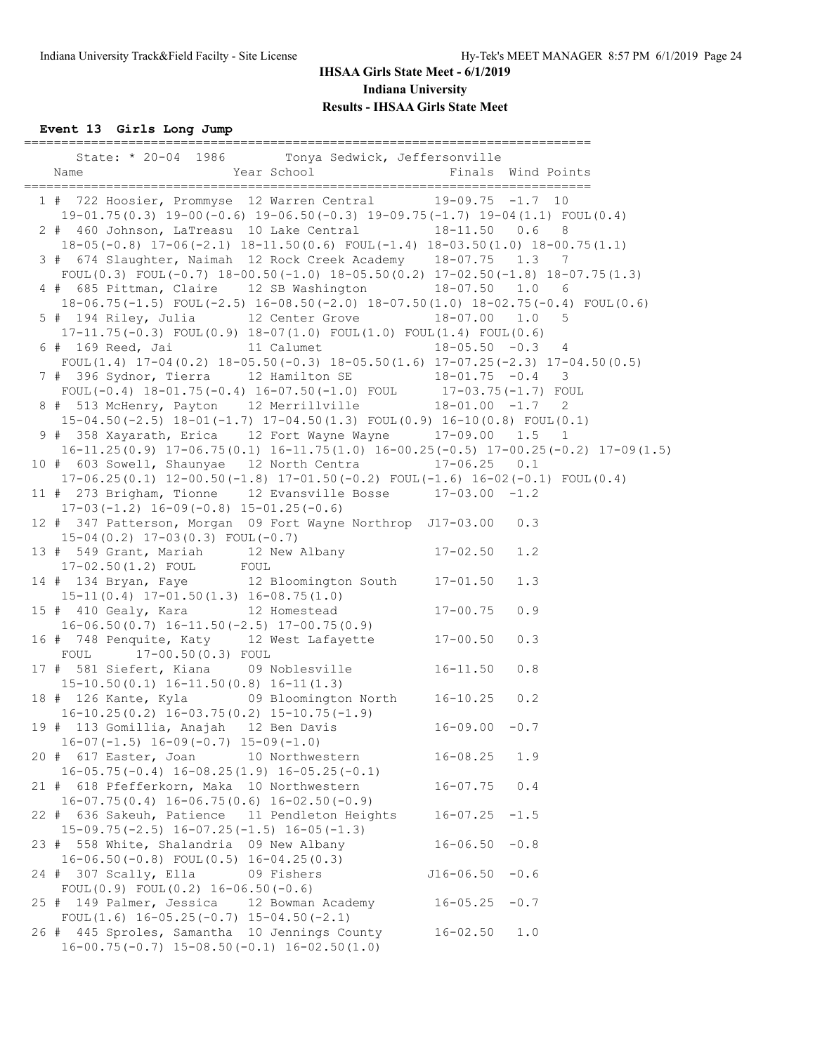# IHSAA Girls State Meet - 6/1/2019

## Indiana University

## Results - IHSAA Girls State Meet

### Event 13 Girls Long Jump

```
==========================================================================
      State: * 20-04  1986       Tonya Sedwick, Jeffersonville             
    Name                    Year School               Finals  Wind Points 
==========================================================================
  1 #  722 Hoosier, Prommyse  12 Warren Central       19-09.75  -1.7  10   
     19-01.75(0.3) 19-00(-0.6) 19-06.50(-0.3) 19-09.75(-1.7) 19-04(1.1) FOUL(0.4)
  2 #  460 Johnson, LaTreasu  10 Lake Central         18-11.50   0.6   8   
     18-05(-0.8) 17-06(-2.1) 18-11.50(0.6) FOUL(-1.4) 18-03.50(1.0) 18-00.75(1.1)
  3 #  674 Slaughter, Naimah  12 Rock Creek Academy   18-07.75   1.3   7   
     FOUL(0.3) FOUL(-0.7) 18-00.50(-1.0) 18-05.50(0.2) 17-02.50(-1.8) 18-07.75(1.3)
  4 #  685 Pittman, Claire    12 SB Washington        18-07.50   1.0   6   
     18-06.75(-1.5) FOUL(-2.5) 16-08.50(-2.0) 18-07.50(1.0) 18-02.75(-0.4) FOUL(0.6)
  5 #  194 Riley, Julia       12 Center Grove         18-07.00   1.0   5   
     17-11.75(-0.3) FOUL(0.9) 18-07(1.0) FOUL(1.0) FOUL(1.4) FOUL(0.6)
  6 #  169 Reed, Jai          11 Calumet              18-05.50  -0.3   4   
     FOUL(1.4) 17-04(0.2) 18-05.50(-0.3) 18-05.50(1.6) 17-07.25(-2.3) 17-04.50(0.5)
  7 #  396 Sydnor, Tierra     12 Hamilton SE          18-01.75  -0.4   3   
     FOUL(-0.4) 18-01.75(-0.4) 16-07.50(-1.0) FOUL      17-03.75(-1.7) FOUL
  8 #  513 McHenry, Payton    12 Merrillville         18-01.00  -1.7   2   
     15-04.50(-2.5) 18-01(-1.7) 17-04.50(1.3) FOUL(0.9) 16-10(0.8) FOUL(0.1)
  9 #  358 Xayarath, Erica    12 Fort Wayne Wayne     17-09.00   1.5   1   
     16-11.25(0.9) 17-06.75(0.1) 16-11.75(1.0) 16-00.25(-0.5) 17-00.25(-0.2) 17-09(1.5)
 10 #  603 Sowell, Shaunyae   12 North Centra         17-06.25   0.1       
     17-06.25(0.1) 12-00.50(-1.8) 17-01.50(-0.2) FOUL(-1.6) 16-02(-0.1) FOUL(0.4)
 11 #  273 Brigham, Tionne    12 Evansville Bosse     17-03.00  -1.2       
     17-03(-1.2) 16-09(-0.8) 15-01.25(-0.6)
 12 #  347 Patterson, Morgan  09 Fort Wayne Northrop J17-03.00   0.3       
     15-04(0.2) 17-03(0.3) FOUL(-0.7)
 13 #  549 Grant, Mariah      12 New Albany           17-02.50   1.2       
     17-02.50(1.2) FOUL      FOUL
 14 #  134 Bryan, Faye        12 Bloomington South    17-01.50   1.3       
     15-11(0.4) 17-01.50(1.3) 16-08.75(1.0)
 15 #  410 Gealy, Kara       12 Homestead             17-00.75   0.9       
     16-06.50(0.7) 16-11.50(-2.5) 17-00.75(0.9)
 16 #  748 Penquite, Katy     12 West Lafayette       17-00.50   0.3       
     FOUL      17-00.50(0.3) FOUL
 17 #  581 Siefert, Kiana     09 Noblesville          16-11.50   0.8       
     15-10.50(0.1) 16-11.50(0.8) 16-11(1.3)
 18 #  126 Kante, Kyla        09 Bloomington North    16-10.25   0.2       
     16-10.25(0.2) 16-03.75(0.2) 15-10.75(-1.9)
 19 #  113 Gomillia, Anajah   12 Ben Davis            16-09.00  -0.7       
     16-07(-1.5) 16-09(-0.7) 15-09(-1.0)
 20 #  617 Easter, Joan       10 Northwestern         16-08.25   1.9       
     16-05.75(-0.4) 16-08.25(1.9) 16-05.25(-0.1)
 21 #  618 Pfefferkorn, Maka  10 Northwestern         16-07.75   0.4       
     16-07.75(0.4) 16-06.75(0.6) 16-02.50(-0.9)
 22 #  636 Sakeuh, Patience   11 Pendleton Heights    16-07.25  -1.5       
     15-09.75(-2.5) 16-07.25(-1.5) 16-05(-1.3)
 23 #  558 White, Shalandria  09 New Albany           16-06.50  -0.8       
     16-06.50(-0.8) FOUL(0.5) 16-04.25(0.3)
 24 #  307 Scally, Ella       09 Fishers             J16-06.50  -0.6       
     FOUL(0.9) FOUL(0.2) 16-06.50(-0.6)
 25 #  149 Palmer, Jessica    12 Bowman Academy       16-05.25  -0.7       
     FOUL(1.6) 16-05.25(-0.7) 15-04.50(-2.1)
 26 #  445 Sproles, Samantha  10 Jennings County      16-02.50   1.0       
     16-00.75(-0.7) 15-08.50(-0.1) 16-02.50(1.0)
```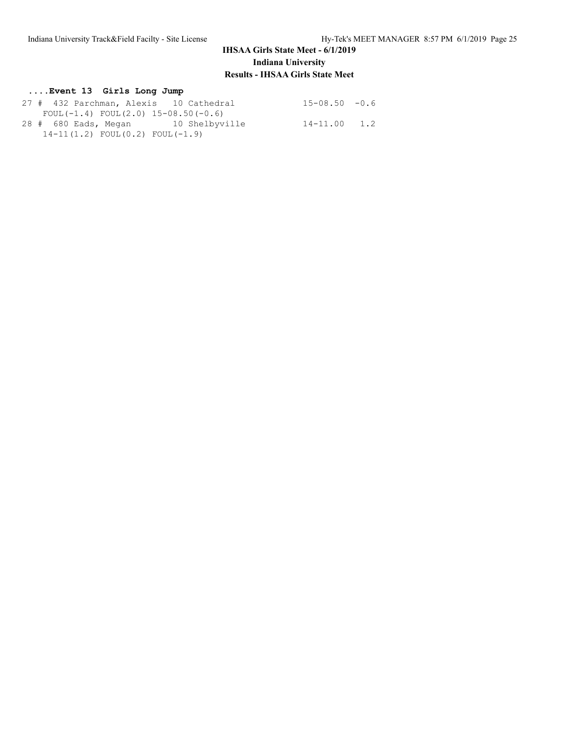# IHSAA Girls State Meet - 6/1/2019

## Indiana University

## Results - IHSAA Girls State Meet

### ....Event 13 Girls Long Jump

```
27 #  432 Parchman, Alexis   10 Cathedral             15-08.50  -0.6
    FOUL(-1.4) FOUL(2.0) 15-08.50(-0.6)
28 #  680 Eads, Megan        10 Shelbyville           14-11.00   1.2
    14-11(1.2) FOUL(0.2) FOUL(-1.9)
```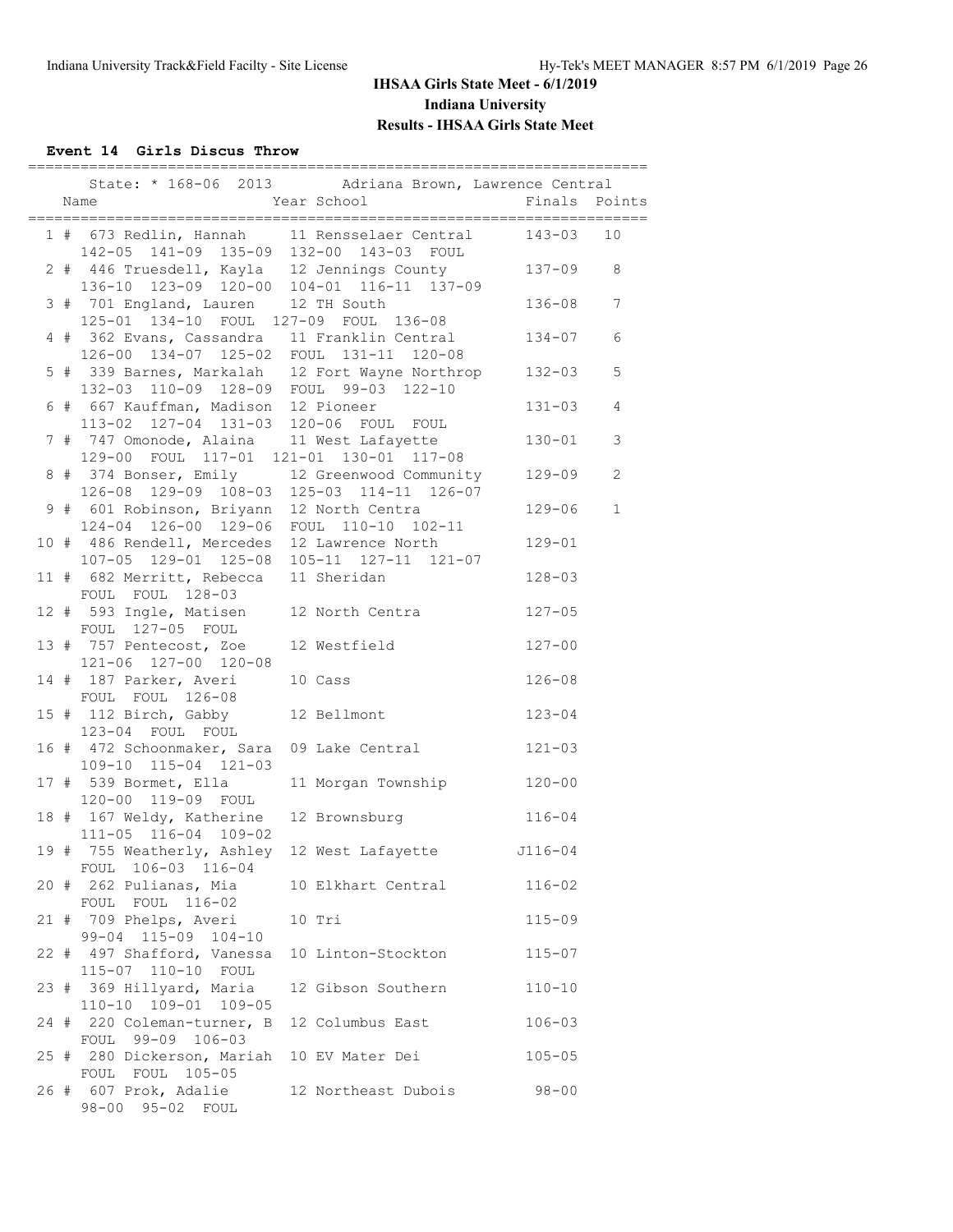# IHSAA Girls State Meet - 6/1/2019

## Indiana University

## Results - IHSAA Girls State Meet

### Event 14 Girls Discus Throw

State: * 168-06 2013 Adriana Brown, Lawrence Central

| Place | Name | Year | School | Finals | Points |
|---|---|---|---|---|---|
| 1 | # 673 Redlin, Hannah | 11 | Rensselaer Central | 143-03 | 10 |
| | 142-05 141-09 135-09 132-00 143-03 FOUL | | | | |
| 2 | # 446 Truesdell, Kayla | 12 | Jennings County | 137-09 | 8 |
| | 136-10 123-09 120-00 104-01 116-11 137-09 | | | | |
| 3 | # 701 England, Lauren | 12 | TH South | 136-08 | 7 |
| | 125-01 134-10 FOUL 127-09 FOUL 136-08 | | | | |
| 4 | # 362 Evans, Cassandra | 11 | Franklin Central | 134-07 | 6 |
| | 126-00 134-07 125-02 FOUL 131-11 120-08 | | | | |
| 5 | # 339 Barnes, Markalah | 12 | Fort Wayne Northrop | 132-03 | 5 |
| | 132-03 110-09 128-09 FOUL 99-03 122-10 | | | | |
| 6 | # 667 Kauffman, Madison | 12 | Pioneer | 131-03 | 4 |
| | 113-02 127-04 131-03 120-06 FOUL FOUL | | | | |
| 7 | # 747 Omonode, Alaina | 11 | West Lafayette | 130-01 | 3 |
| | 129-00 FOUL 117-01 121-01 130-01 117-08 | | | | |
| 8 | # 374 Bonser, Emily | 12 | Greenwood Community | 129-09 | 2 |
| | 126-08 129-09 108-03 125-03 114-11 126-07 | | | | |
| 9 | # 601 Robinson, Briyann | 12 | North Centra | 129-06 | 1 |
| | 124-04 126-00 129-06 FOUL 110-10 102-11 | | | | |
| 10 | # 486 Rendell, Mercedes | 12 | Lawrence North | 129-01 | |
| | 107-05 129-01 125-08 105-11 127-11 121-07 | | | | |
| 11 | # 682 Merritt, Rebecca | 11 | Sheridan | 128-03 | |
| | FOUL FOUL 128-03 | | | | |
| 12 | # 593 Ingle, Matisen | 12 | North Centra | 127-05 | |
| | FOUL 127-05 FOUL | | | | |
| 13 | # 757 Pentecost, Zoe | 12 | Westfield | 127-00 | |
| | 121-06 127-00 120-08 | | | | |
| 14 | # 187 Parker, Averi | 10 | Cass | 126-08 | |
| | FOUL FOUL 126-08 | | | | |
| 15 | # 112 Birch, Gabby | 12 | Bellmont | 123-04 | |
| | 123-04 FOUL FOUL | | | | |
| 16 | # 472 Schoonmaker, Sara | 09 | Lake Central | 121-03 | |
| | 109-10 115-04 121-03 | | | | |
| 17 | # 539 Bormet, Ella | 11 | Morgan Township | 120-00 | |
| | 120-00 119-09 FOUL | | | | |
| 18 | # 167 Weldy, Katherine | 12 | Brownsburg | 116-04 | |
| | 111-05 116-04 109-02 | | | | |
| 19 | # 755 Weatherly, Ashley | 12 | West Lafayette | J116-04 | |
| | FOUL 106-03 116-04 | | | | |
| 20 | # 262 Pulianas, Mia | 10 | Elkhart Central | 116-02 | |
| | FOUL FOUL 116-02 | | | | |
| 21 | # 709 Phelps, Averi | 10 | Tri | 115-09 | |
| | 99-04 115-09 104-10 | | | | |
| 22 | # 497 Shafford, Vanessa | 10 | Linton-Stockton | 115-07 | |
| | 115-07 110-10 FOUL | | | | |
| 23 | # 369 Hillyard, Maria | 12 | Gibson Southern | 110-10 | |
| | 110-10 109-01 109-05 | | | | |
| 24 | # 220 Coleman-turner, B | 12 | Columbus East | 106-03 | |
| | FOUL 99-09 106-03 | | | | |
| 25 | # 280 Dickerson, Mariah | 10 | EV Mater Dei | 105-05 | |
| | FOUL FOUL 105-05 | | | | |
| 26 | # 607 Prok, Adalie | 12 | Northeast Dubois | 98-00 | |
| | 98-00 95-02 FOUL | | | | |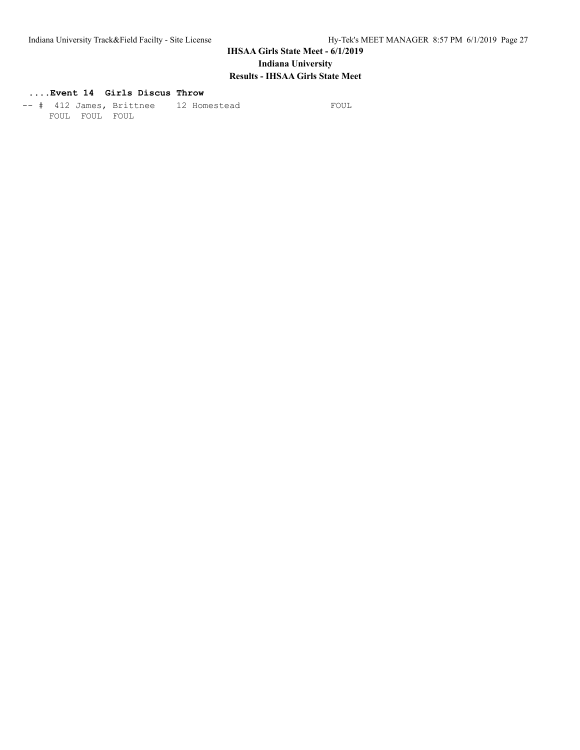**....Event 14 Girls Discus Throw**

```
-- #  412 James, Brittnee     12 Homestead                   FOUL
     FOUL  FOUL  FOUL
```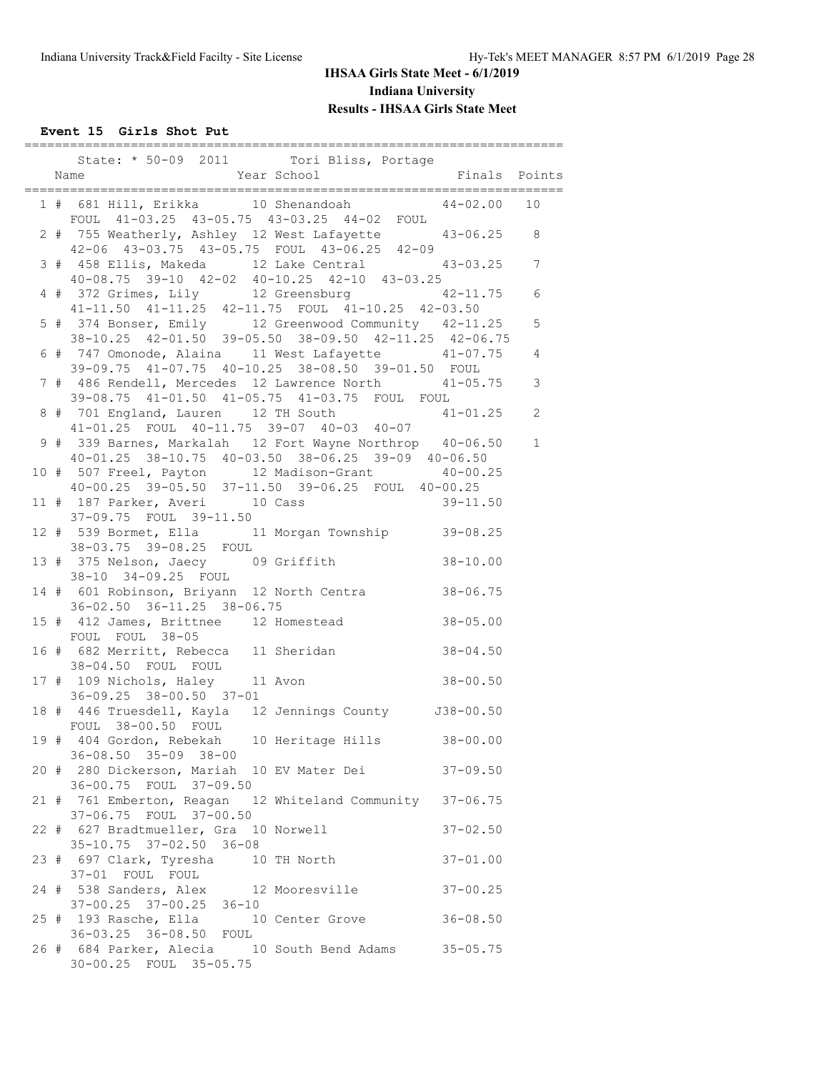# IHSAA Girls State Meet - 6/1/2019

## Indiana University

## Results - IHSAA Girls State Meet

### Event 15 Girls Shot Put

State: * 50-09 2011 Tori Bliss, Portage

| Place | | Name | Year | School | Finals | Points |
|---|---|---|---|---|---|---|
| 1 | # 681 | Hill, Erikka | 10 | Shenandoah | 44-02.00 | 10 |
| | | FOUL 41-03.25 43-05.75 43-03.25 44-02 FOUL | | | | |
| 2 | # 755 | Weatherly, Ashley | 12 | West Lafayette | 43-06.25 | 8 |
| | | 42-06 43-03.75 43-05.75 FOUL 43-06.25 42-09 | | | | |
| 3 | # 458 | Ellis, Makeda | 12 | Lake Central | 43-03.25 | 7 |
| | | 40-08.75 39-10 42-02 40-10.25 42-10 43-03.25 | | | | |
| 4 | # 372 | Grimes, Lily | 12 | Greensburg | 42-11.75 | 6 |
| | | 41-11.50 41-11.25 42-11.75 FOUL 41-10.25 42-03.50 | | | | |
| 5 | # 374 | Bonser, Emily | 12 | Greenwood Community | 42-11.25 | 5 |
| | | 38-10.25 42-01.50 39-05.50 38-09.50 42-11.25 42-06.75 | | | | |
| 6 | # 747 | Omonode, Alaina | 11 | West Lafayette | 41-07.75 | 4 |
| | | 39-09.75 41-07.75 40-10.25 38-08.50 39-01.50 FOUL | | | | |
| 7 | # 486 | Rendell, Mercedes | 12 | Lawrence North | 41-05.75 | 3 |
| | | 39-08.75 41-01.50 41-05.75 41-03.75 FOUL FOUL | | | | |
| 8 | # 701 | England, Lauren | 12 | TH South | 41-01.25 | 2 |
| | | 41-01.25 FOUL 40-11.75 39-07 40-03 40-07 | | | | |
| 9 | # 339 | Barnes, Markalah | 12 | Fort Wayne Northrop | 40-06.50 | 1 |
| | | 40-01.25 38-10.75 40-03.50 38-06.25 39-09 40-06.50 | | | | |
| 10 | # 507 | Freel, Payton | 12 | Madison-Grant | 40-00.25 | |
| | | 40-00.25 39-05.50 37-11.50 39-06.25 FOUL 40-00.25 | | | | |
| 11 | # 187 | Parker, Averi | 10 | Cass | 39-11.50 | |
| | | 37-09.75 FOUL 39-11.50 | | | | |
| 12 | # 539 | Bormet, Ella | 11 | Morgan Township | 39-08.25 | |
| | | 38-03.75 39-08.25 FOUL | | | | |
| 13 | # 375 | Nelson, Jaecy | 09 | Griffith | 38-10.00 | |
| | | 38-10 34-09.25 FOUL | | | | |
| 14 | # 601 | Robinson, Briyann | 12 | North Centra | 38-06.75 | |
| | | 36-02.50 36-11.25 38-06.75 | | | | |
| 15 | # 412 | James, Brittnee | 12 | Homestead | 38-05.00 | |
| | | FOUL FOUL 38-05 | | | | |
| 16 | # 682 | Merritt, Rebecca | 11 | Sheridan | 38-04.50 | |
| | | 38-04.50 FOUL FOUL | | | | |
| 17 | # 109 | Nichols, Haley | 11 | Avon | 38-00.50 | |
| | | 36-09.25 38-00.50 37-01 | | | | |
| 18 | # 446 | Truesdell, Kayla | 12 | Jennings County | J38-00.50 | |
| | | FOUL 38-00.50 FOUL | | | | |
| 19 | # 404 | Gordon, Rebekah | 10 | Heritage Hills | 38-00.00 | |
| | | 36-08.50 35-09 38-00 | | | | |
| 20 | # 280 | Dickerson, Mariah | 10 | EV Mater Dei | 37-09.50 | |
| | | 36-00.75 FOUL 37-09.50 | | | | |
| 21 | # 761 | Emberton, Reagan | 12 | Whiteland Community | 37-06.75 | |
| | | 37-06.75 FOUL 37-00.50 | | | | |
| 22 | # 627 | Bradtmueller, Gra | 10 | Norwell | 37-02.50 | |
| | | 35-10.75 37-02.50 36-08 | | | | |
| 23 | # 697 | Clark, Tyresha | 10 | TH North | 37-01.00 | |
| | | 37-01 FOUL FOUL | | | | |
| 24 | # 538 | Sanders, Alex | 12 | Mooresville | 37-00.25 | |
| | | 37-00.25 37-00.25 36-10 | | | | |
| 25 | # 193 | Rasche, Ella | 10 | Center Grove | 36-08.50 | |
| | | 36-03.25 36-08.50 FOUL | | | | |
| 26 | # 684 | Parker, Alecia | 10 | South Bend Adams | 35-05.75 | |
| | | 30-00.25 FOUL 35-05.75 | | | | |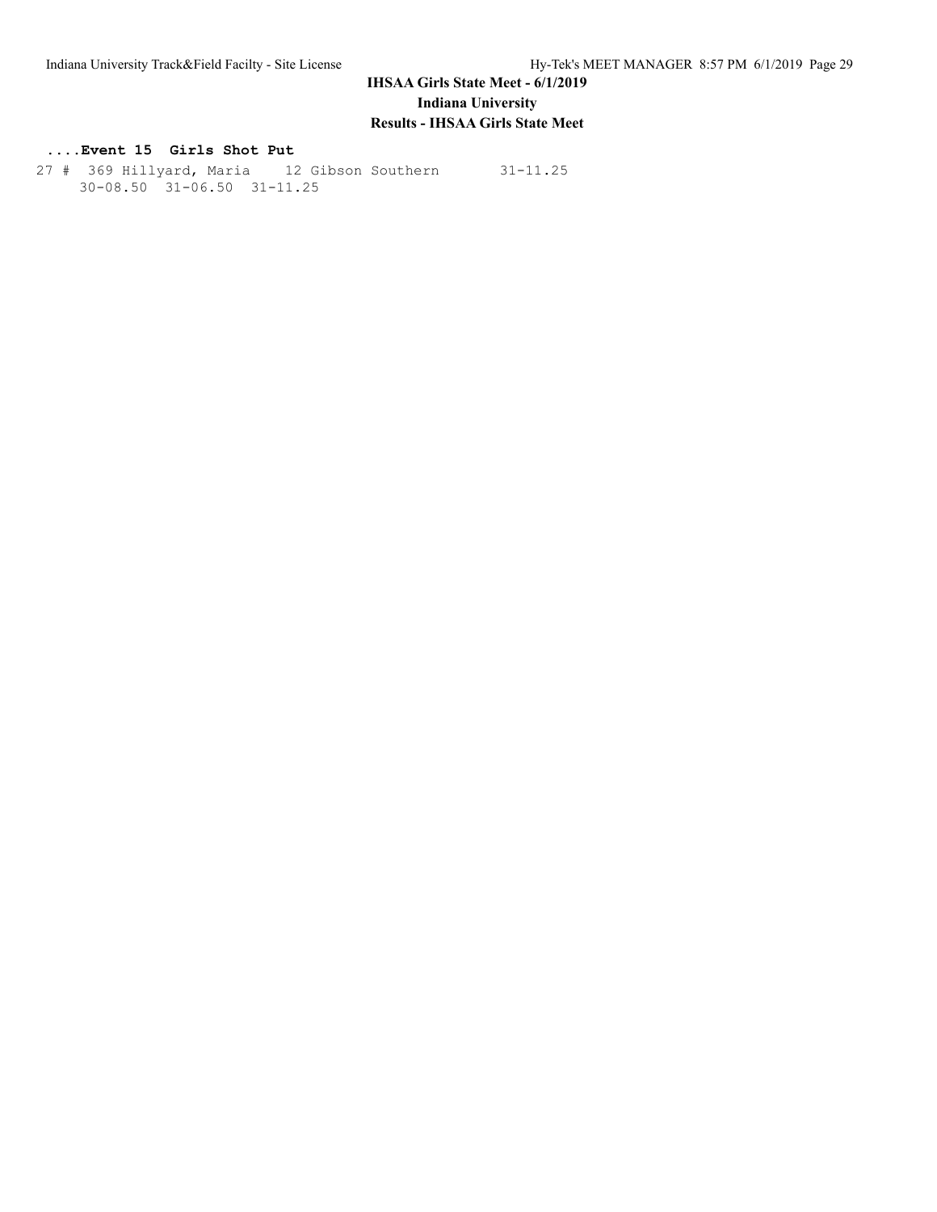# IHSAA Girls State Meet - 6/1/2019

## Indiana University

### Results - IHSAA Girls State Meet

**....Event 15 Girls Shot Put**

```
27 #  369 Hillyard, Maria    12 Gibson Southern       31-11.25
     30-08.50  31-06.50  31-11.25
```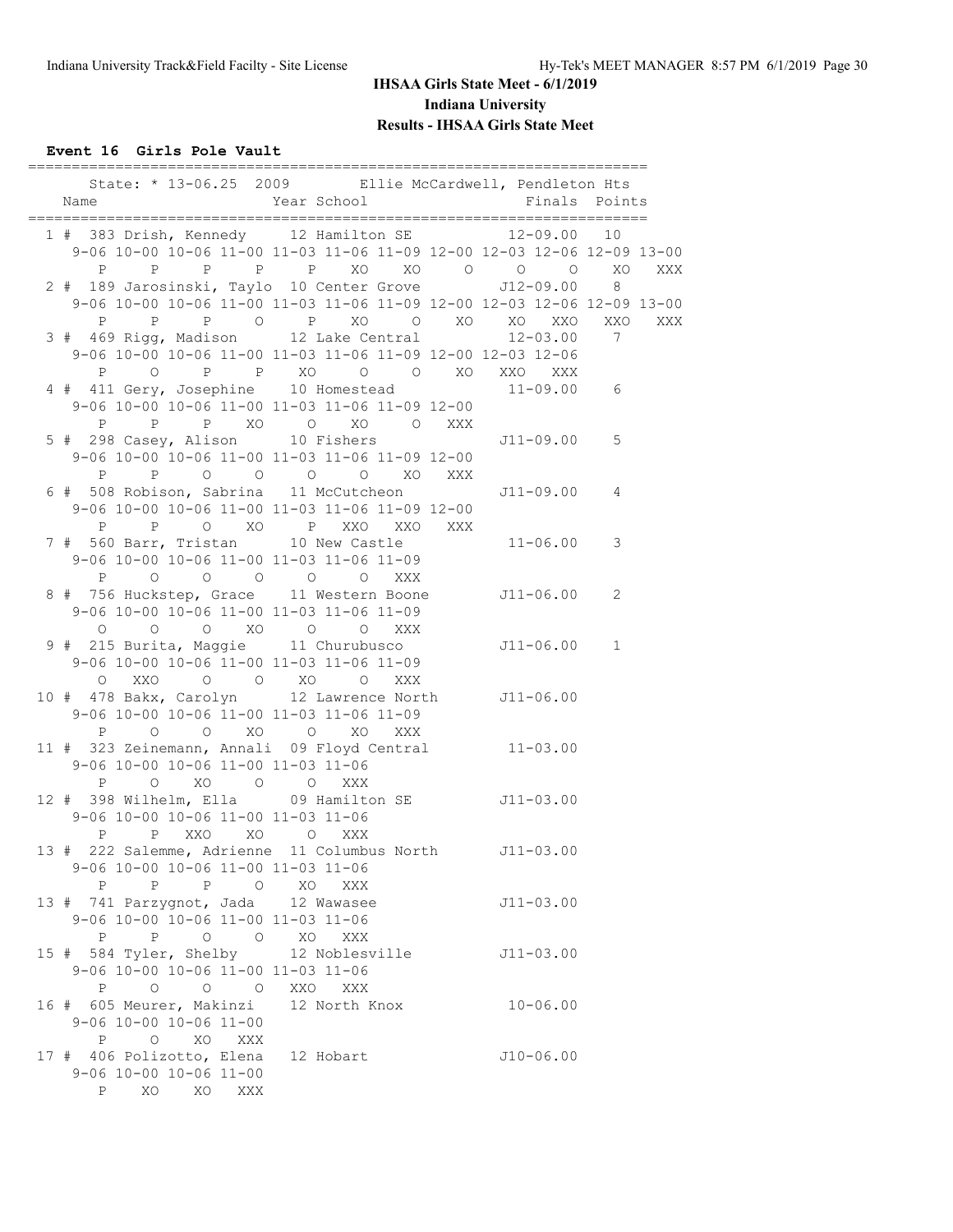**IHSAA Girls State Meet - 6/1/2019**

**Indiana University**

**Results - IHSAA Girls State Meet**

#### Event 16 Girls Pole Vault

```
=======================================================================
    State: * 13-06.25  2009        Ellie McCardwell, Pendleton Hts     
   Name                    Year School                  Finals  Points 
=======================================================================
  1 #  383 Drish, Kennedy     12 Hamilton SE           12-09.00   10   
     9-06 10-00 10-06 11-00 11-03 11-06 11-09 12-00 12-03 12-06 12-09 13-00
        P     P     P     P     P    XO    XO     O     O     O    XO   XXX
  2 #  189 Jarosinski, Taylo  10 Center Grove         J12-09.00    8   
     9-06 10-00 10-06 11-00 11-03 11-06 11-09 12-00 12-03 12-06 12-09 13-00
        P     P     P     O     P    XO     O    XO    XO   XXO   XXO   XXX
  3 #  469 Rigg, Madison      12 Lake Central          12-03.00    7   
     9-06 10-00 10-06 11-00 11-03 11-06 11-09 12-00 12-03 12-06
        P     O     P     P    XO     O     O    XO   XXO   XXX
  4 #  411 Gery, Josephine    10 Homestead             11-09.00    6   
     9-06 10-00 10-06 11-00 11-03 11-06 11-09 12-00
        P     P     P    XO     O    XO     O   XXX
  5 #  298 Casey, Alison      10 Fishers              J11-09.00    5   
     9-06 10-00 10-06 11-00 11-03 11-06 11-09 12-00
        P     P     O     O     O     O    XO   XXX
  6 #  508 Robison, Sabrina   11 McCutcheon           J11-09.00    4   
     9-06 10-00 10-06 11-00 11-03 11-06 11-09 12-00
        P     P     O    XO     P   XXO   XXO   XXX
  7 #  560 Barr, Tristan      10 New Castle            11-06.00    3   
     9-06 10-00 10-06 11-00 11-03 11-06 11-09
        P     O     O     O     O     O   XXX
  8 #  756 Huckstep, Grace    11 Western Boone        J11-06.00    2   
     9-06 10-00 10-06 11-00 11-03 11-06 11-09
        O     O     O    XO     O     O   XXX
  9 #  215 Burita, Maggie     11 Churubusco           J11-06.00    1   
     9-06 10-00 10-06 11-00 11-03 11-06 11-09
        O   XXO     O     O    XO     O   XXX
 10 #  478 Bakx, Carolyn      12 Lawrence North       J11-06.00        
     9-06 10-00 10-06 11-00 11-03 11-06 11-09
        P     O     O    XO     O    XO   XXX
 11 #  323 Zeinemann, Annali  09 Floyd Central         11-03.00        
     9-06 10-00 10-06 11-00 11-03 11-06
        P     O    XO     O     O   XXX
 12 #  398 Wilhelm, Ella      09 Hamilton SE          J11-03.00        
     9-06 10-00 10-06 11-00 11-03 11-06
        P     P   XXO    XO     O   XXX
 13 #  222 Salemme, Adrienne  11 Columbus North       J11-03.00        
     9-06 10-00 10-06 11-00 11-03 11-06
        P     P     P     O    XO   XXX
 13 #  741 Parzygnot, Jada    12 Wawasee              J11-03.00        
     9-06 10-00 10-06 11-00 11-03 11-06
        P     P     O     O    XO   XXX
 15 #  584 Tyler, Shelby      12 Noblesville          J11-03.00        
     9-06 10-00 10-06 11-00 11-03 11-06
        P     O     O     O   XXO   XXX
 16 #  605 Meurer, Makinzi    12 North Knox            10-06.00        
     9-06 10-00 10-06 11-00
        P     O    XO   XXX
 17 #  406 Polizotto, Elena   12 Hobart               J10-06.00        
     9-06 10-00 10-06 11-00
        P    XO    XO   XXX
```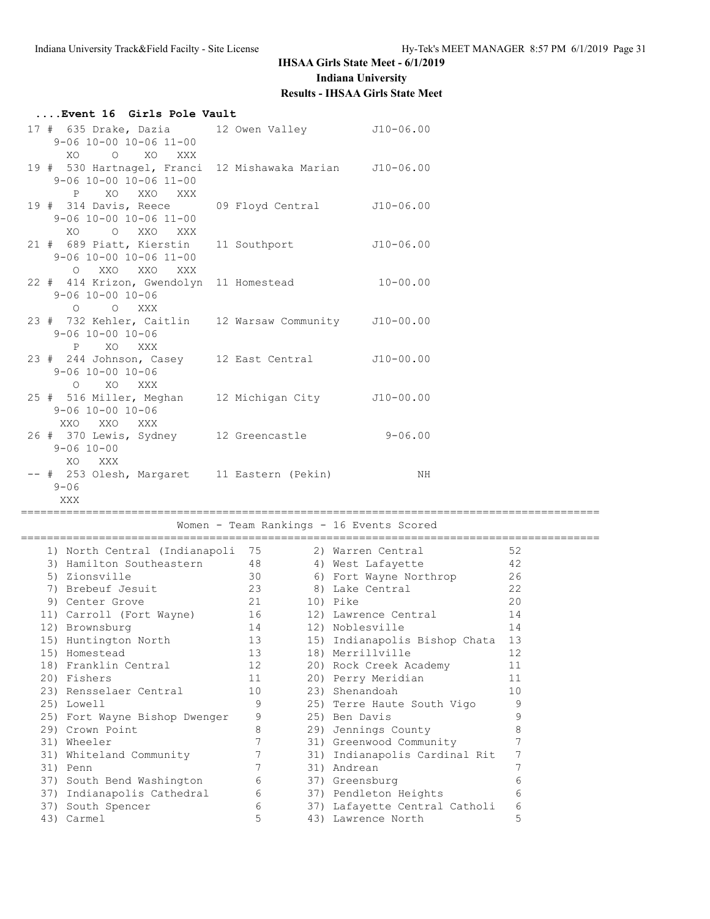# IHSAA Girls State Meet - 6/1/2019
## Indiana University
### Results - IHSAA Girls State Meet

**....Event 16 Girls Pole Vault**

```
 17 #  635 Drake, Dazia        12 Owen Valley         J10-06.00
     9-06 10-00 10-06 11-00
       XO     O    XO   XXX
 19 #  530 Hartnagel, Franci  12 Mishawaka Marian    J10-06.00
     9-06 10-00 10-06 11-00
        P    XO   XXO   XXX
 19 #  314 Davis, Reece       09 Floyd Central       J10-06.00
     9-06 10-00 10-06 11-00
       XO     O   XXO   XXX
 21 #  689 Piatt, Kierstin    11 Southport           J10-06.00
     9-06 10-00 10-06 11-00
        O   XXO   XXO   XXX
 22 #  414 Krizon, Gwendolyn  11 Homestead            10-00.00
     9-06 10-00 10-06
        O     O   XXX
 23 #  732 Kehler, Caitlin    12 Warsaw Community    J10-00.00
     9-06 10-00 10-06
        P    XO   XXX
 23 #  244 Johnson, Casey     12 East Central        J10-00.00
     9-06 10-00 10-06
        O    XO   XXX
 25 #  516 Miller, Meghan     12 Michigan City       J10-00.00
     9-06 10-00 10-06
      XXO   XXO   XXX
 26 #  370 Lewis, Sydney      12 Greencastle          9-06.00
     9-06 10-00
       XO   XXX
 -- #  253 Olesh, Margaret    11 Eastern (Pekin)           NH
     9-06
      XXX
```

**Women - Team Rankings - 16 Events Scored**

| Place | Team | Points | Place | Team | Points |
|---|---|---|---|---|---|
| 1) | North Central (Indianapoli | 75 | 2) | Warren Central | 52 |
| 3) | Hamilton Southeastern | 48 | 4) | West Lafayette | 42 |
| 5) | Zionsville | 30 | 6) | Fort Wayne Northrop | 26 |
| 7) | Brebeuf Jesuit | 23 | 8) | Lake Central | 22 |
| 9) | Center Grove | 21 | 10) | Pike | 20 |
| 11) | Carroll (Fort Wayne) | 16 | 12) | Lawrence Central | 14 |
| 12) | Brownsburg | 14 | 12) | Noblesville | 14 |
| 15) | Huntington North | 13 | 15) | Indianapolis Bishop Chata | 13 |
| 15) | Homestead | 13 | 18) | Merrillville | 12 |
| 18) | Franklin Central | 12 | 20) | Rock Creek Academy | 11 |
| 20) | Fishers | 11 | 20) | Perry Meridian | 11 |
| 23) | Rensselaer Central | 10 | 23) | Shenandoah | 10 |
| 25) | Lowell | 9 | 25) | Terre Haute South Vigo | 9 |
| 25) | Fort Wayne Bishop Dwenger | 9 | 25) | Ben Davis | 9 |
| 29) | Crown Point | 8 | 29) | Jennings County | 8 |
| 31) | Wheeler | 7 | 31) | Greenwood Community | 7 |
| 31) | Whiteland Community | 7 | 31) | Indianapolis Cardinal Rit | 7 |
| 31) | Penn | 7 | 31) | Andrean | 7 |
| 37) | South Bend Washington | 6 | 37) | Greensburg | 6 |
| 37) | Indianapolis Cathedral | 6 | 37) | Pendleton Heights | 6 |
| 37) | South Spencer | 6 | 37) | Lafayette Central Catholi | 6 |
| 43) | Carmel | 5 | 43) | Lawrence North | 5 |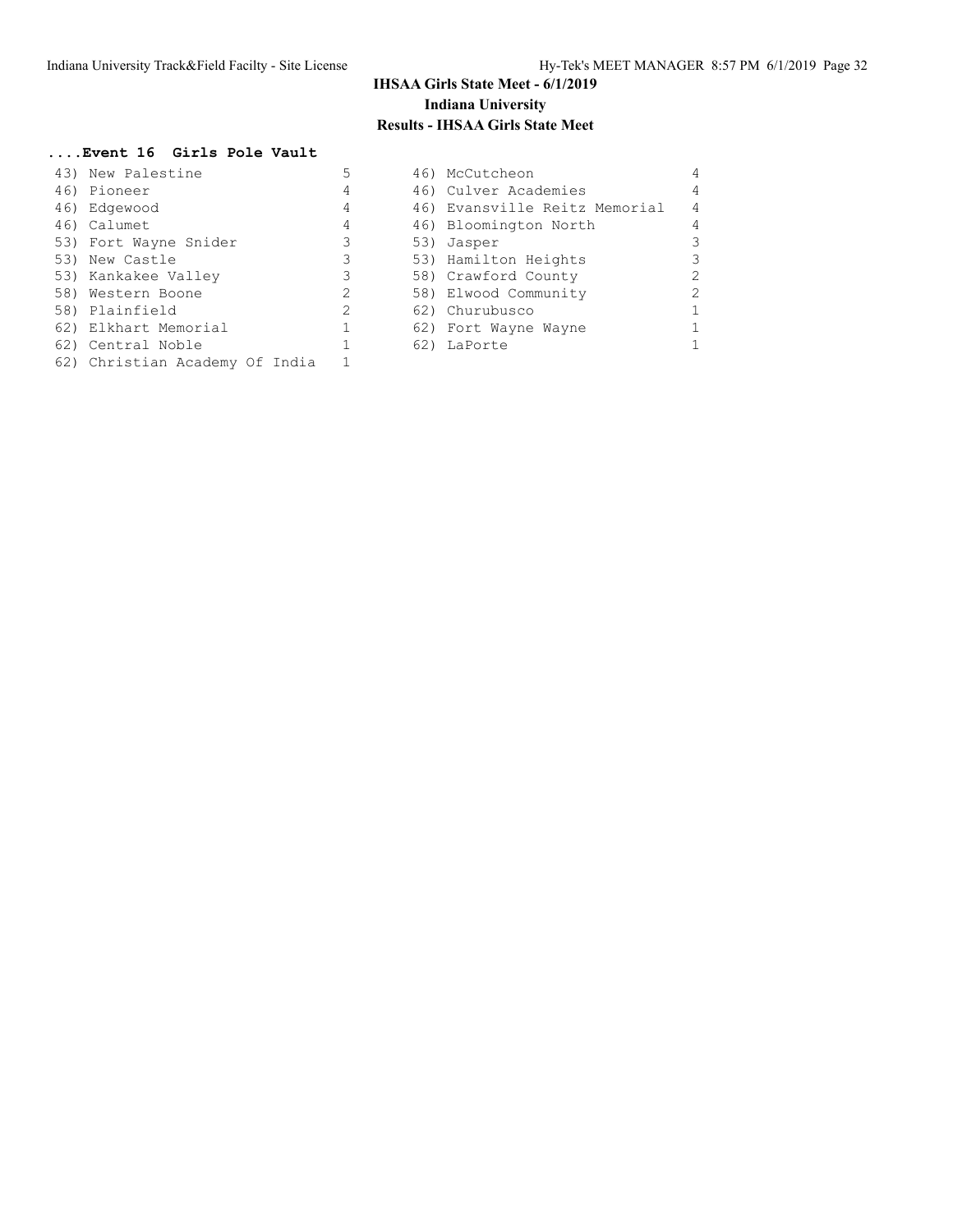**IHSAA Girls State Meet - 6/1/2019**

**Indiana University**

**Results - IHSAA Girls State Meet**

### ....Event 16 Girls Pole Vault

| | | |
|---|---|---|
| 43) | New Palestine | 5 |
| 46) | Pioneer | 4 |
| 46) | Edgewood | 4 |
| 46) | Calumet | 4 |
| 53) | Fort Wayne Snider | 3 |
| 53) | New Castle | 3 |
| 53) | Kankakee Valley | 3 |
| 58) | Western Boone | 2 |
| 58) | Plainfield | 2 |
| 62) | Elkhart Memorial | 1 |
| 62) | Central Noble | 1 |
| 62) | Christian Academy Of India | 1 |
| 46) | McCutcheon | 4 |
| 46) | Culver Academies | 4 |
| 46) | Evansville Reitz Memorial | 4 |
| 46) | Bloomington North | 4 |
| 53) | Jasper | 3 |
| 53) | Hamilton Heights | 3 |
| 58) | Crawford County | 2 |
| 58) | Elwood Community | 2 |
| 62) | Churubusco | 1 |
| 62) | Fort Wayne Wayne | 1 |
| 62) | LaPorte | 1 |